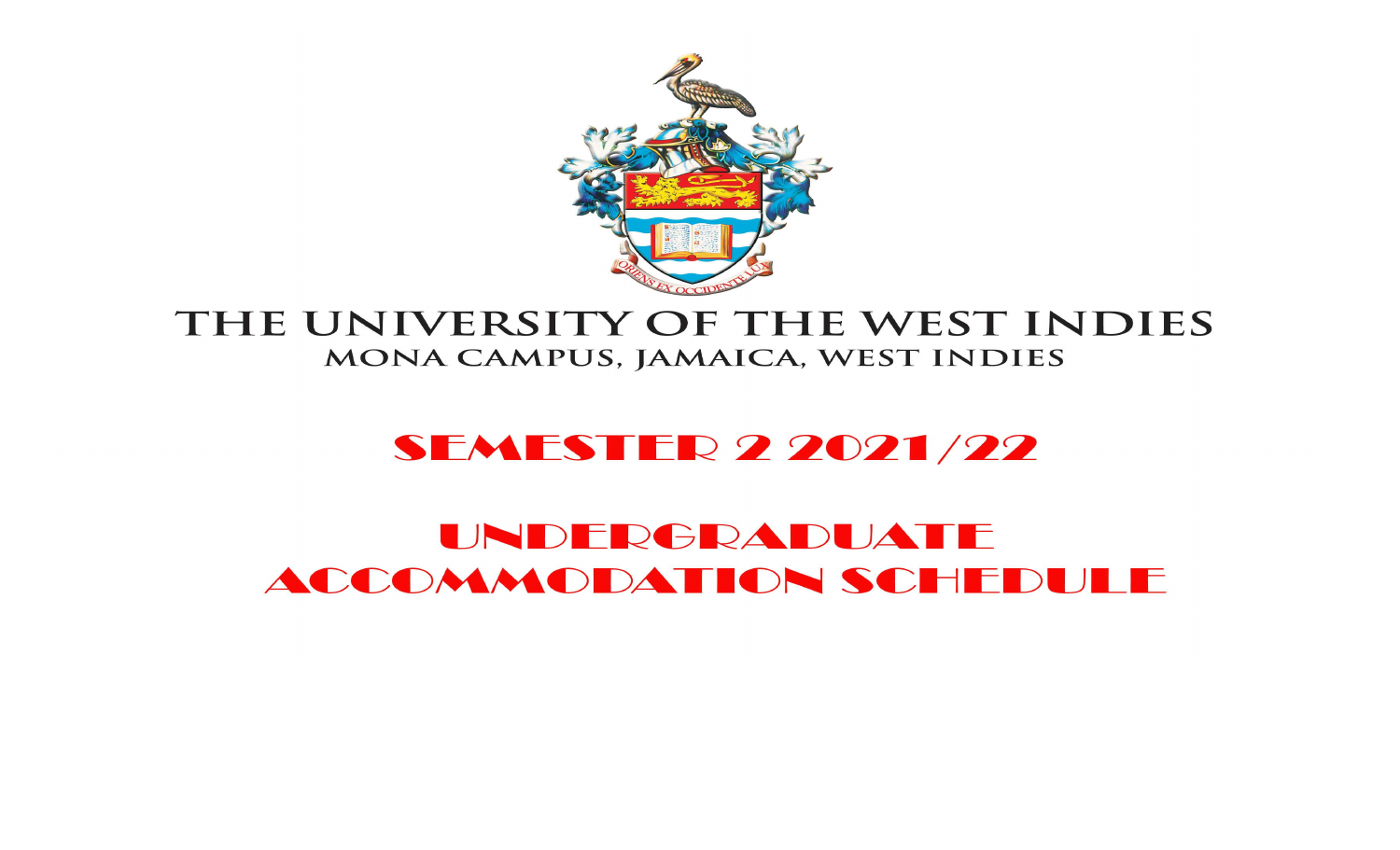# THE UNIVERSITY OF THE WEST INDIES

## MONA CAMPUS, JAMAICA, WEST INDIES

# SEMESTER 2 2021/22

# UNDERGRADUATE ACCOMMODATION SCHEDULE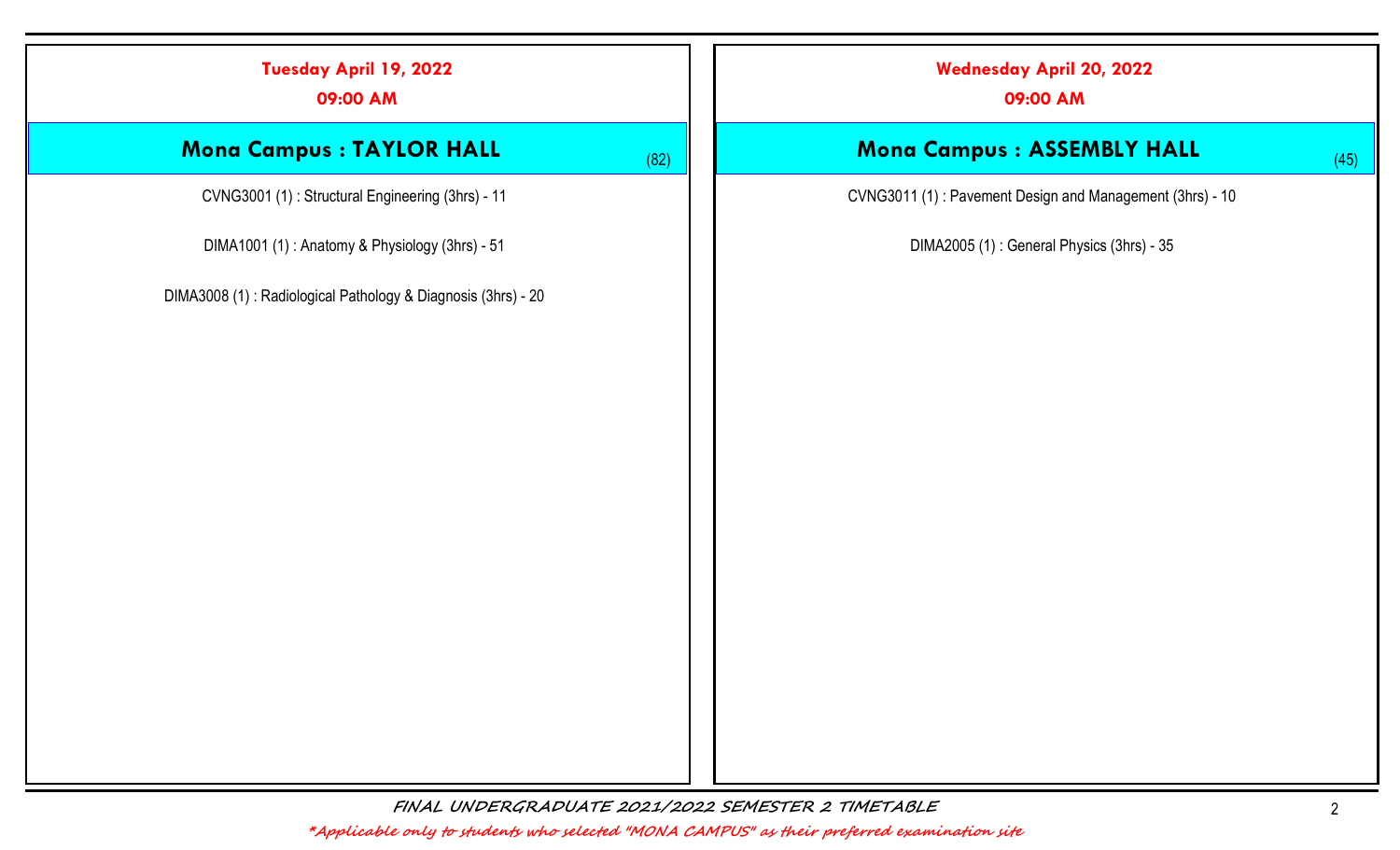**Tuesday April 19, 2022**

**09:00 AM**

## Mona Campus : TAYLOR HALL (82)

CVNG3001 (1) : Structural Engineering (3hrs) - 11

DIMA1001 (1) : Anatomy & Physiology (3hrs) - 51

DIMA3008 (1) : Radiological Pathology & Diagnosis (3hrs) - 20

**Wednesday April 20, 2022**

**09:00 AM**

## Mona Campus : ASSEMBLY HALL (45)

CVNG3011 (1) : Pavement Design and Management (3hrs) - 10

DIMA2005 (1) : General Physics (3hrs) - 35

*FINAL UNDERGRADUATE 2021/2022 SEMESTER 2 TIMETABLE*

*\*Applicable only to students who selected "MONA CAMPUS" as their preferred examination site*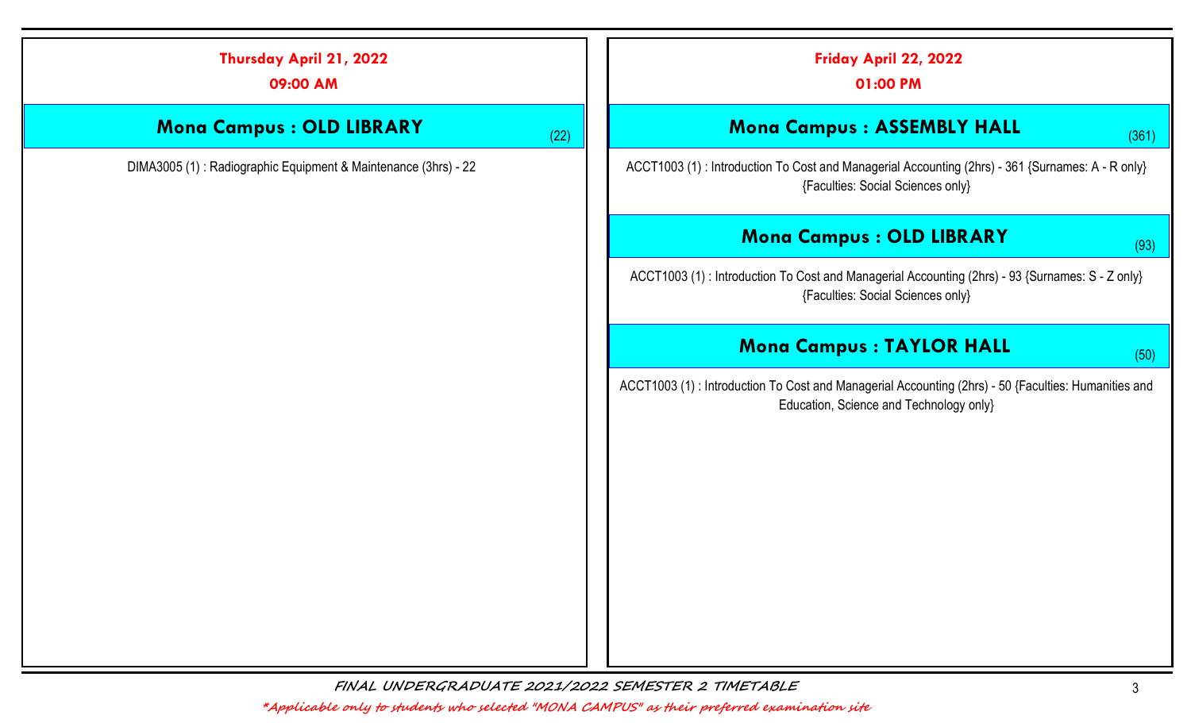## Thursday April 21, 2022

**09:00 AM**

### Mona Campus : OLD LIBRARY (22)

DIMA3005 (1) : Radiographic Equipment & Maintenance (3hrs) - 22

## Friday April 22, 2022

**01:00 PM**

### Mona Campus : ASSEMBLY HALL (361)

ACCT1003 (1) : Introduction To Cost and Managerial Accounting (2hrs) - 361 {Surnames: A - R only} {Faculties: Social Sciences only}

### Mona Campus : OLD LIBRARY (93)

ACCT1003 (1) : Introduction To Cost and Managerial Accounting (2hrs) - 93 {Surnames: S - Z only} {Faculties: Social Sciences only}

### Mona Campus : TAYLOR HALL (50)

ACCT1003 (1) : Introduction To Cost and Managerial Accounting (2hrs) - 50 {Faculties: Humanities and Education, Science and Technology only}

*FINAL UNDERGRADUATE 2021/2022 SEMESTER 2 TIMETABLE*

**Applicable only to students who selected "MONA CAMPUS" as their preferred examination site*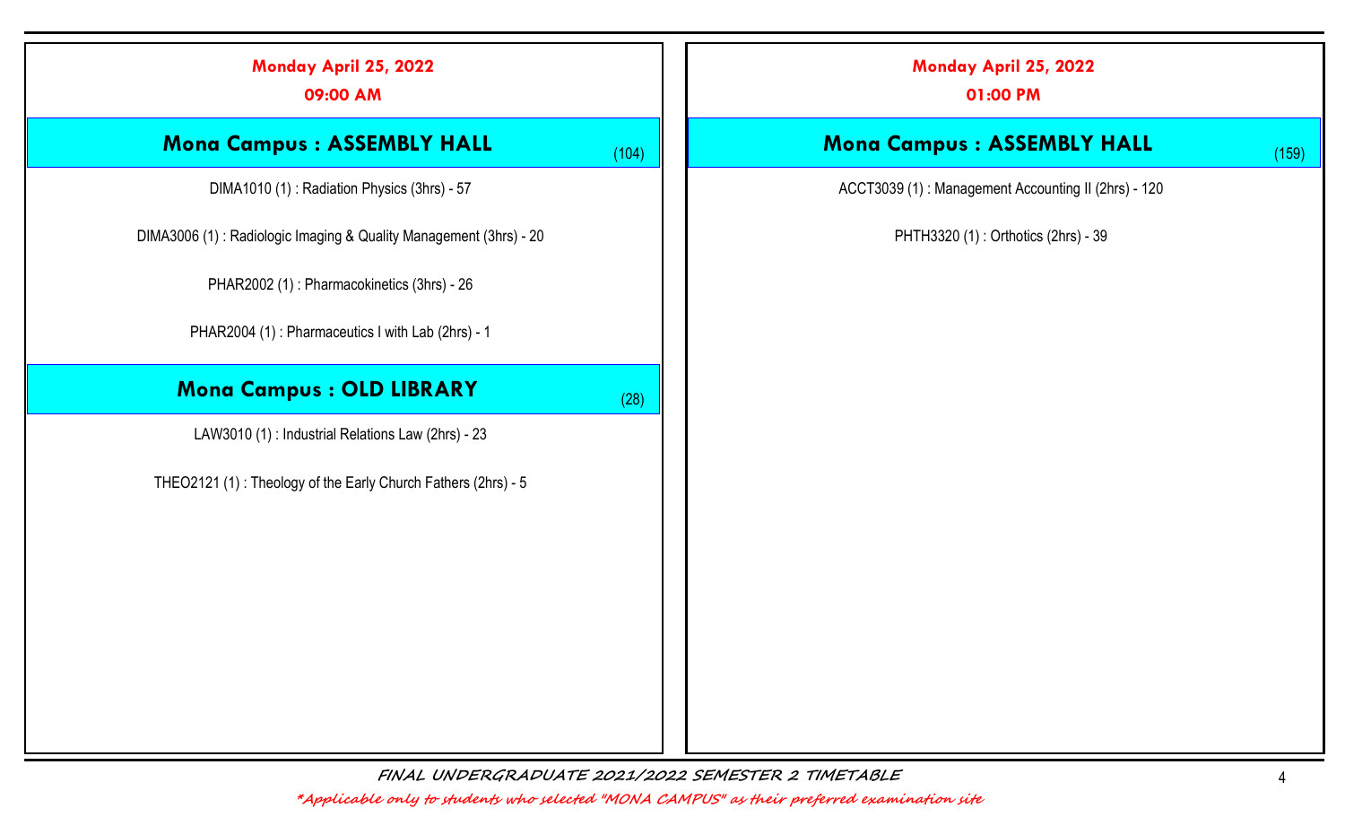## Monday April 25, 2022

### 09:00 AM

#### Mona Campus : ASSEMBLY HALL (104)

DIMA1010 (1) : Radiation Physics (3hrs) - 57

DIMA3006 (1) : Radiologic Imaging & Quality Management (3hrs) - 20

PHAR2002 (1) : Pharmacokinetics (3hrs) - 26

PHAR2004 (1) : Pharmaceutics I with Lab (2hrs) - 1

#### Mona Campus : OLD LIBRARY (28)

LAW3010 (1) : Industrial Relations Law (2hrs) - 23

THEO2121 (1) : Theology of the Early Church Fathers (2hrs) - 5

## Monday April 25, 2022

### 01:00 PM

#### Mona Campus : ASSEMBLY HALL (159)

ACCT3039 (1) : Management Accounting II (2hrs) - 120

PHTH3320 (1) : Orthotics (2hrs) - 39

*FINAL UNDERGRADUATE 2021/2022 SEMESTER 2 TIMETABLE*

*\*Applicable only to students who selected "MONA CAMPUS" as their preferred examination site*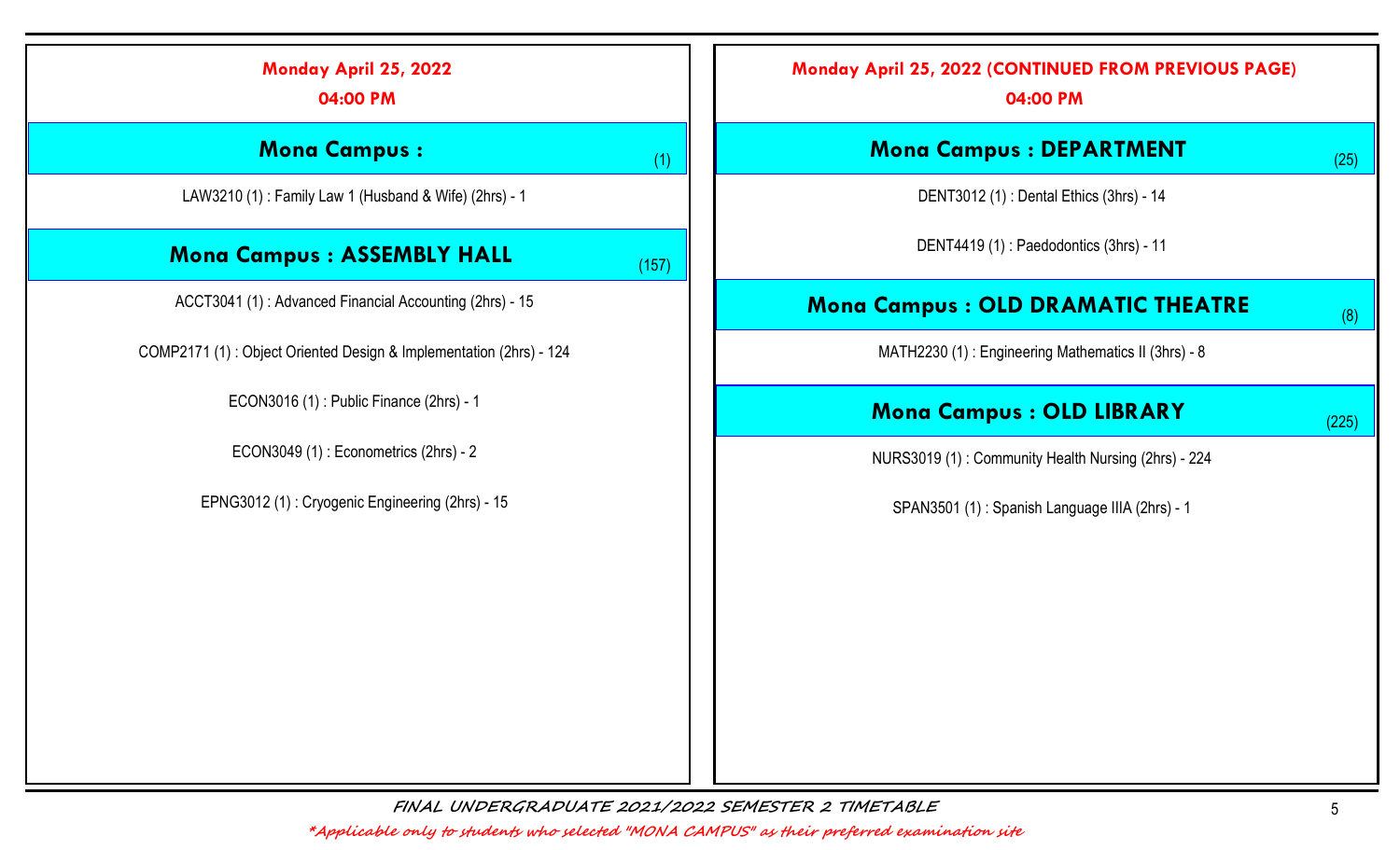## Monday April 25, 2022

**04:00 PM**

### Mona Campus : (1)

LAW3210 (1) : Family Law 1 (Husband & Wife) (2hrs) - 1

### Mona Campus : ASSEMBLY HALL (157)

ACCT3041 (1) : Advanced Financial Accounting (2hrs) - 15

COMP2171 (1) : Object Oriented Design & Implementation (2hrs) - 124

ECON3016 (1) : Public Finance (2hrs) - 1

ECON3049 (1) : Econometrics (2hrs) - 2

EPNG3012 (1) : Cryogenic Engineering (2hrs) - 15

## Monday April 25, 2022 (CONTINUED FROM PREVIOUS PAGE)

**04:00 PM**

### Mona Campus : DEPARTMENT (25)

DENT3012 (1) : Dental Ethics (3hrs) - 14

DENT4419 (1) : Paedodontics (3hrs) - 11

### Mona Campus : OLD DRAMATIC THEATRE (8)

MATH2230 (1) : Engineering Mathematics II (3hrs) - 8

### Mona Campus : OLD LIBRARY (225)

NURS3019 (1) : Community Health Nursing (2hrs) - 224

SPAN3501 (1) : Spanish Language IIIA (2hrs) - 1

*FINAL UNDERGRADUATE 2021/2022 SEMESTER 2 TIMETABLE*

*\*Applicable only to students who selected "MONA CAMPUS" as their preferred examination site*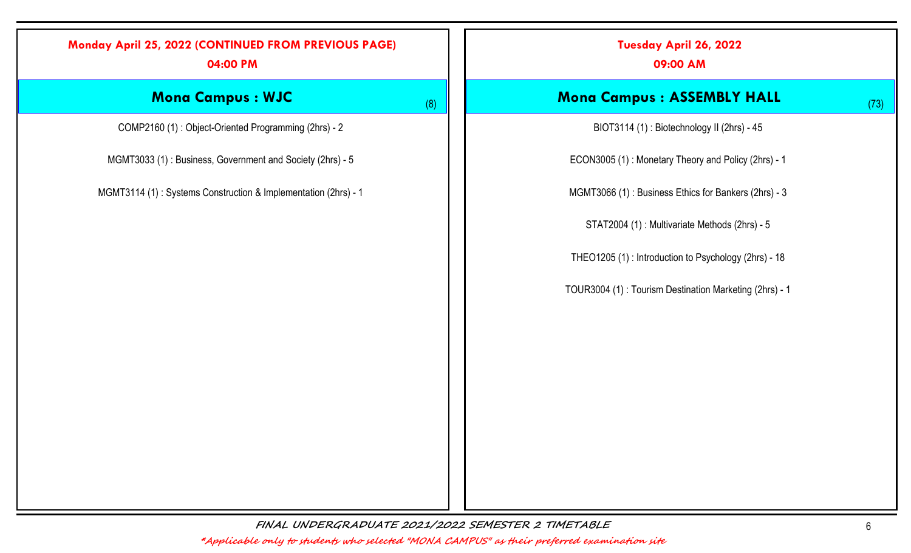## Monday April 25, 2022 (CONTINUED FROM PREVIOUS PAGE)

**04:00 PM**

### Mona Campus : WJC (8)

COMP2160 (1) : Object-Oriented Programming (2hrs) - 2

MGMT3033 (1) : Business, Government and Society (2hrs) - 5

MGMT3114 (1) : Systems Construction & Implementation (2hrs) - 1

## Tuesday April 26, 2022

**09:00 AM**

### Mona Campus : ASSEMBLY HALL (73)

BIOT3114 (1) : Biotechnology II (2hrs) - 45

ECON3005 (1) : Monetary Theory and Policy (2hrs) - 1

MGMT3066 (1) : Business Ethics for Bankers (2hrs) - 3

STAT2004 (1) : Multivariate Methods (2hrs) - 5

THEO1205 (1) : Introduction to Psychology (2hrs) - 18

TOUR3004 (1) : Tourism Destination Marketing (2hrs) - 1

*FINAL UNDERGRADUATE 2021/2022 SEMESTER 2 TIMETABLE*

**\*Applicable only to students who selected "MONA CAMPUS" as their preferred examination site**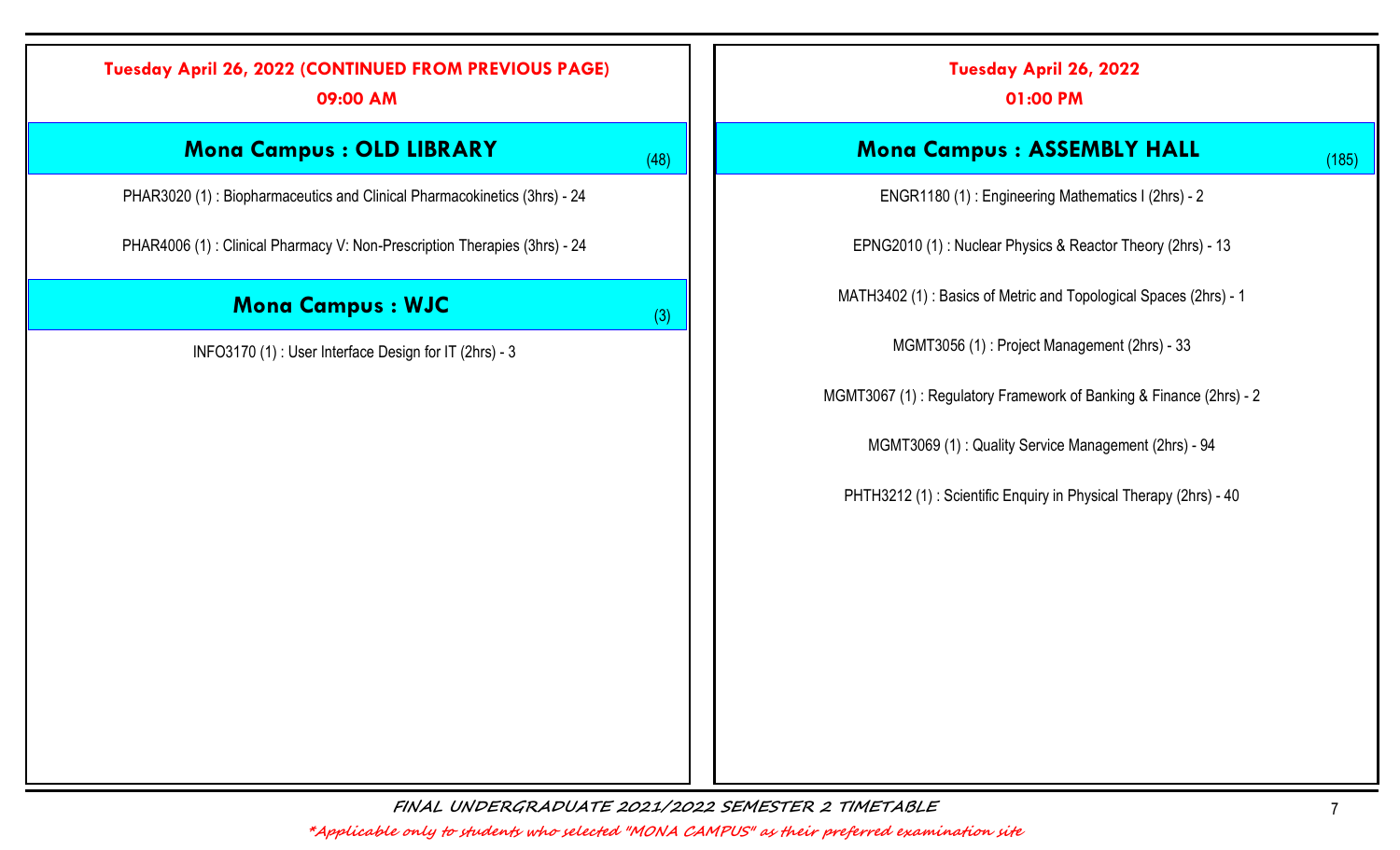## Tuesday April 26, 2022 (CONTINUED FROM PREVIOUS PAGE)

**09:00 AM**

### Mona Campus : OLD LIBRARY (48)

PHAR3020 (1) : Biopharmaceutics and Clinical Pharmacokinetics (3hrs) - 24

PHAR4006 (1) : Clinical Pharmacy V: Non-Prescription Therapies (3hrs) - 24

### Mona Campus : WJC (3)

INFO3170 (1) : User Interface Design for IT (2hrs) - 3

## Tuesday April 26, 2022

**01:00 PM**

### Mona Campus : ASSEMBLY HALL (185)

ENGR1180 (1) : Engineering Mathematics I (2hrs) - 2

EPNG2010 (1) : Nuclear Physics & Reactor Theory (2hrs) - 13

MATH3402 (1) : Basics of Metric and Topological Spaces (2hrs) - 1

MGMT3056 (1) : Project Management (2hrs) - 33

MGMT3067 (1) : Regulatory Framework of Banking & Finance (2hrs) - 2

MGMT3069 (1) : Quality Service Management (2hrs) - 94

PHTH3212 (1) : Scientific Enquiry in Physical Therapy (2hrs) - 40

*FINAL UNDERGRADUATE 2021/2022 SEMESTER 2 TIMETABLE*

*\*Applicable only to students who selected "MONA CAMPUS" as their preferred examination site*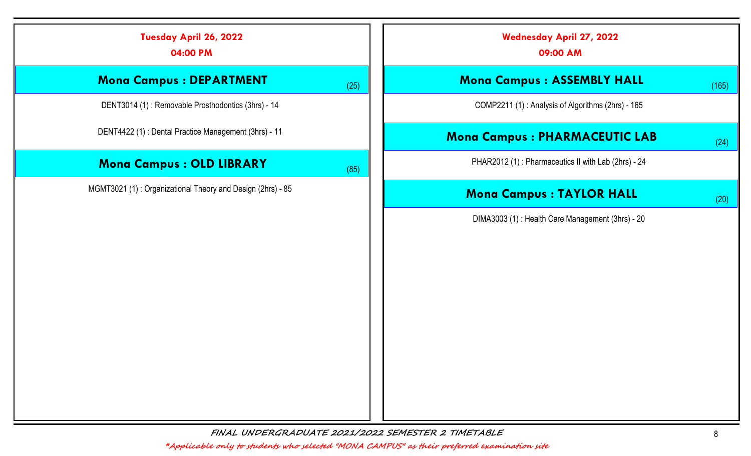## Tuesday April 26, 2022

### 04:00 PM

#### Mona Campus : DEPARTMENT (25)

DENT3014 (1) : Removable Prosthodontics (3hrs) - 14

DENT4422 (1) : Dental Practice Management (3hrs) - 11

#### Mona Campus : OLD LIBRARY (85)

MGMT3021 (1) : Organizational Theory and Design (2hrs) - 85

## Wednesday April 27, 2022

### 09:00 AM

#### Mona Campus : ASSEMBLY HALL (165)

COMP2211 (1) : Analysis of Algorithms (2hrs) - 165

#### Mona Campus : PHARMACEUTIC LAB (24)

PHAR2012 (1) : Pharmaceutics II with Lab (2hrs) - 24

#### Mona Campus : TAYLOR HALL (20)

DIMA3003 (1) : Health Care Management (3hrs) - 20

*FINAL UNDERGRADUATE 2021/2022 SEMESTER 2 TIMETABLE*

*\*Applicable only to students who selected "MONA CAMPUS" as their preferred examination site*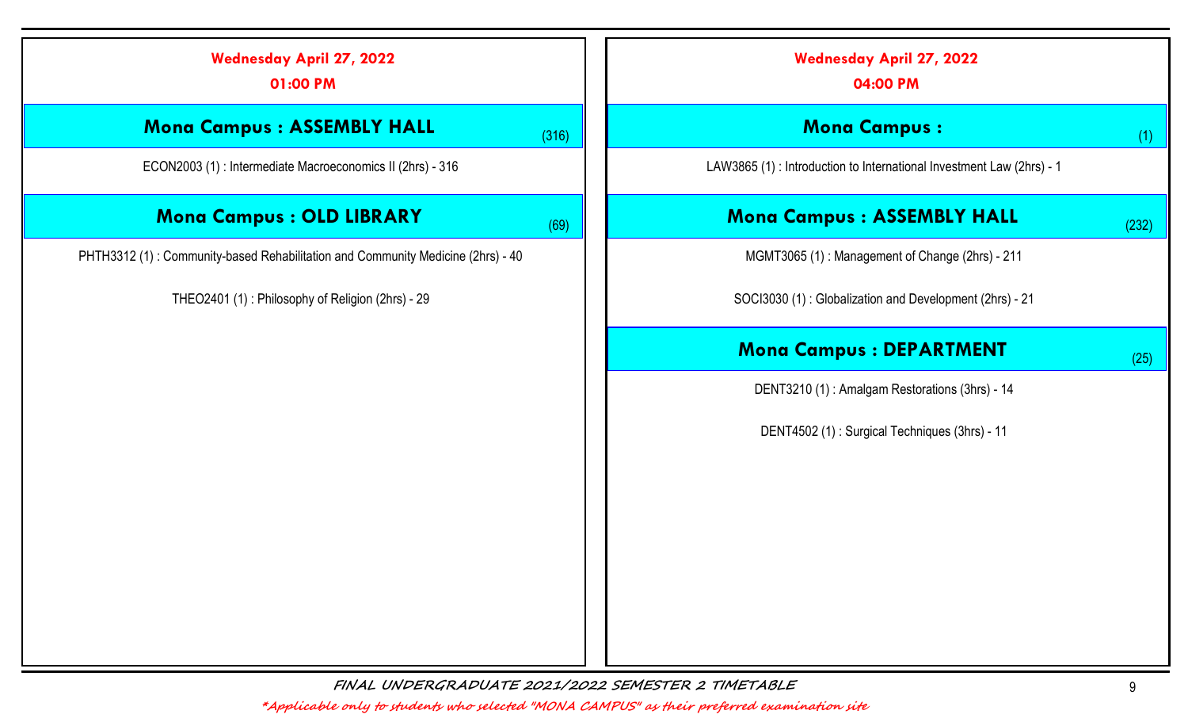## Wednesday April 27, 2022

### 01:00 PM

#### Mona Campus : ASSEMBLY HALL (316)

ECON2003 (1) : Intermediate Macroeconomics II (2hrs) - 316

#### Mona Campus : OLD LIBRARY (69)

PHTH3312 (1) : Community-based Rehabilitation and Community Medicine (2hrs) - 40

THEO2401 (1) : Philosophy of Religion (2hrs) - 29

## Wednesday April 27, 2022

### 04:00 PM

#### Mona Campus : (1)

LAW3865 (1) : Introduction to International Investment Law (2hrs) - 1

#### Mona Campus : ASSEMBLY HALL (232)

MGMT3065 (1) : Management of Change (2hrs) - 211

SOCI3030 (1) : Globalization and Development (2hrs) - 21

#### Mona Campus : DEPARTMENT (25)

DENT3210 (1) : Amalgam Restorations (3hrs) - 14

DENT4502 (1) : Surgical Techniques (3hrs) - 11

*FINAL UNDERGRADUATE 2021/2022 SEMESTER 2 TIMETABLE*

*\*Applicable only to students who selected "MONA CAMPUS" as their preferred examination site*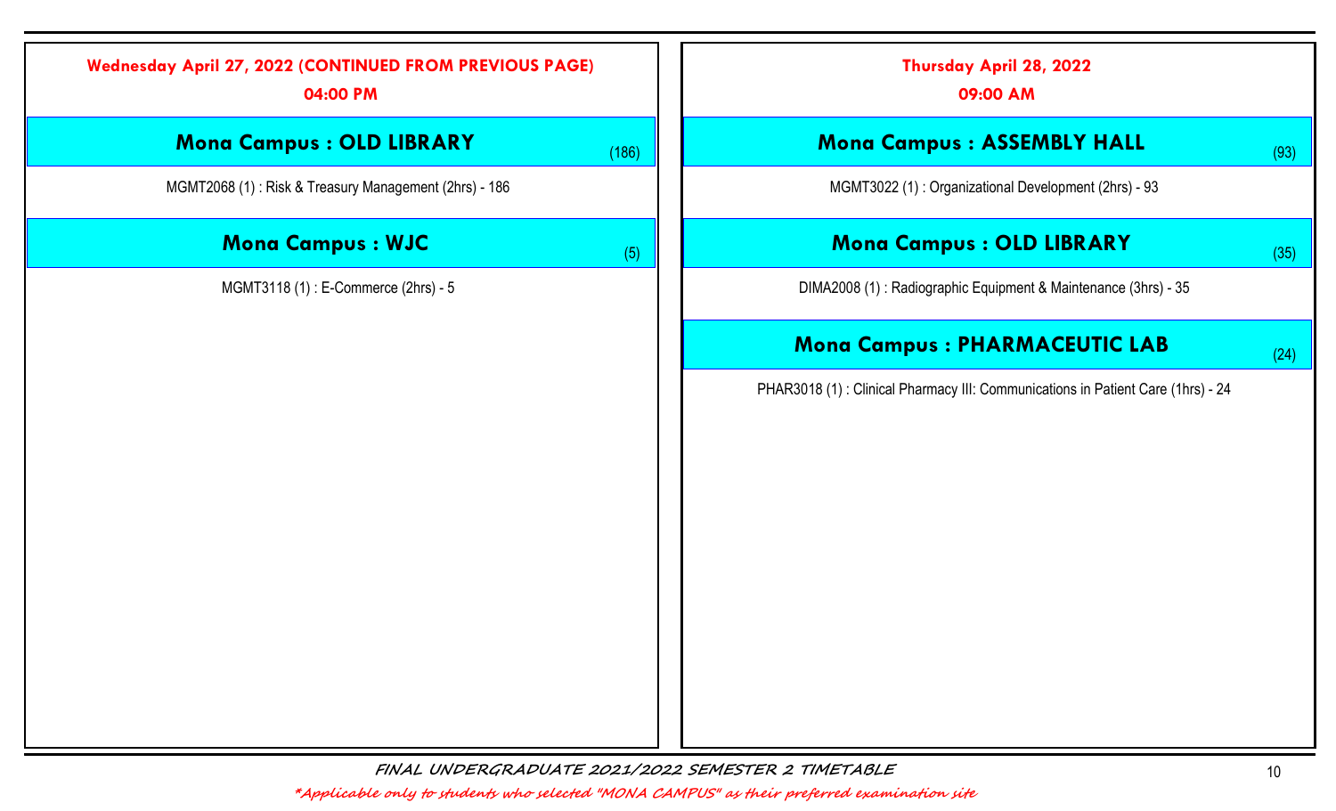## Wednesday April 27, 2022 (CONTINUED FROM PREVIOUS PAGE)

### 04:00 PM

#### Mona Campus : OLD LIBRARY (186)

MGMT2068 (1) : Risk & Treasury Management (2hrs) - 186

#### Mona Campus : WJC (5)

MGMT3118 (1) : E-Commerce (2hrs) - 5

## Thursday April 28, 2022

### 09:00 AM

#### Mona Campus : ASSEMBLY HALL (93)

MGMT3022 (1) : Organizational Development (2hrs) - 93

#### Mona Campus : OLD LIBRARY (35)

DIMA2008 (1) : Radiographic Equipment & Maintenance (3hrs) - 35

#### Mona Campus : PHARMACEUTIC LAB (24)

PHAR3018 (1) : Clinical Pharmacy III: Communications in Patient Care (1hrs) - 24

*FINAL UNDERGRADUATE 2021/2022 SEMESTER 2 TIMETABLE*

*\*Applicable only to students who selected "MONA CAMPUS" as their preferred examination site*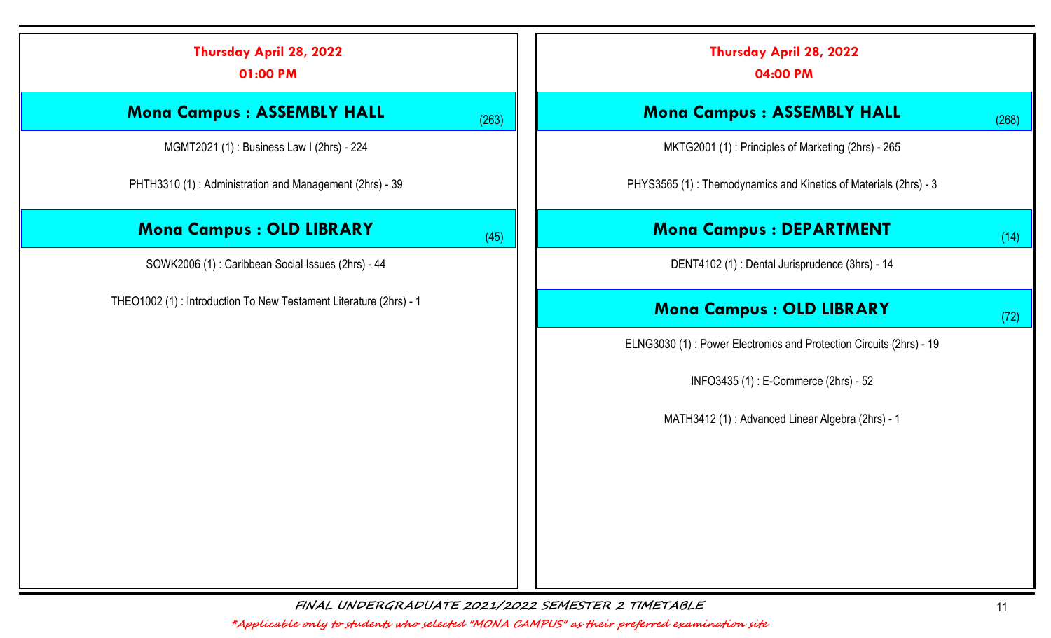## Thursday April 28, 2022

### 01:00 PM

#### Mona Campus : ASSEMBLY HALL (263)

MGMT2021 (1) : Business Law I (2hrs) - 224

PHTH3310 (1) : Administration and Management (2hrs) - 39

#### Mona Campus : OLD LIBRARY (45)

SOWK2006 (1) : Caribbean Social Issues (2hrs) - 44

THEO1002 (1) : Introduction To New Testament Literature (2hrs) - 1

## Thursday April 28, 2022

### 04:00 PM

#### Mona Campus : ASSEMBLY HALL (268)

MKTG2001 (1) : Principles of Marketing (2hrs) - 265

PHYS3565 (1) : Themodynamics and Kinetics of Materials (2hrs) - 3

#### Mona Campus : DEPARTMENT (14)

DENT4102 (1) : Dental Jurisprudence (3hrs) - 14

#### Mona Campus : OLD LIBRARY (72)

ELNG3030 (1) : Power Electronics and Protection Circuits (2hrs) - 19

INFO3435 (1) : E-Commerce (2hrs) - 52

MATH3412 (1) : Advanced Linear Algebra (2hrs) - 1

*FINAL UNDERGRADUATE 2021/2022 SEMESTER 2 TIMETABLE*

*\*Applicable only to students who selected "MONA CAMPUS" as their preferred examination site*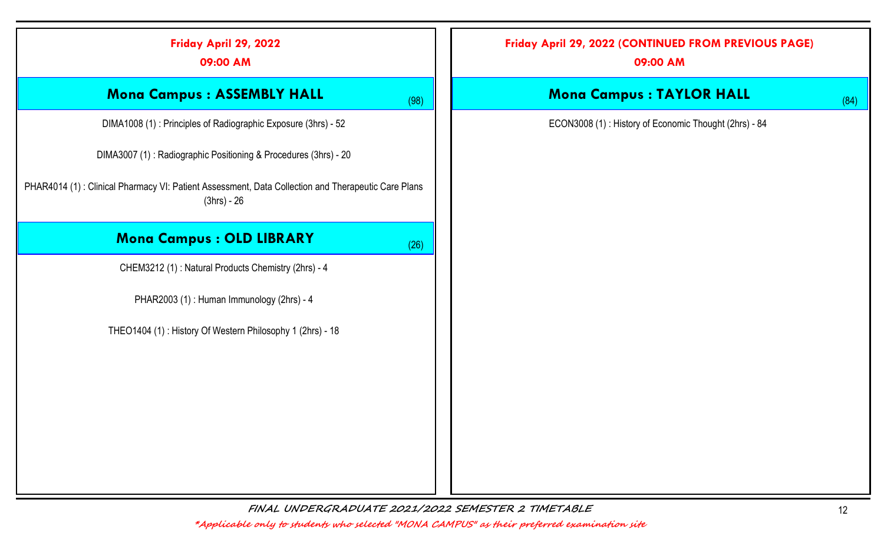## Friday April 29, 2022

**09:00 AM**

### Mona Campus : ASSEMBLY HALL (98)

DIMA1008 (1) : Principles of Radiographic Exposure (3hrs) - 52

DIMA3007 (1) : Radiographic Positioning & Procedures (3hrs) - 20

PHAR4014 (1) : Clinical Pharmacy VI: Patient Assessment, Data Collection and Therapeutic Care Plans (3hrs) - 26

### Mona Campus : OLD LIBRARY (26)

CHEM3212 (1) : Natural Products Chemistry (2hrs) - 4

PHAR2003 (1) : Human Immunology (2hrs) - 4

THEO1404 (1) : History Of Western Philosophy 1 (2hrs) - 18

## Friday April 29, 2022 (CONTINUED FROM PREVIOUS PAGE)

**09:00 AM**

### Mona Campus : TAYLOR HALL (84)

ECON3008 (1) : History of Economic Thought (2hrs) - 84

*FINAL UNDERGRADUATE 2021/2022 SEMESTER 2 TIMETABLE*

*\*Applicable only to students who selected "MONA CAMPUS" as their preferred examination site*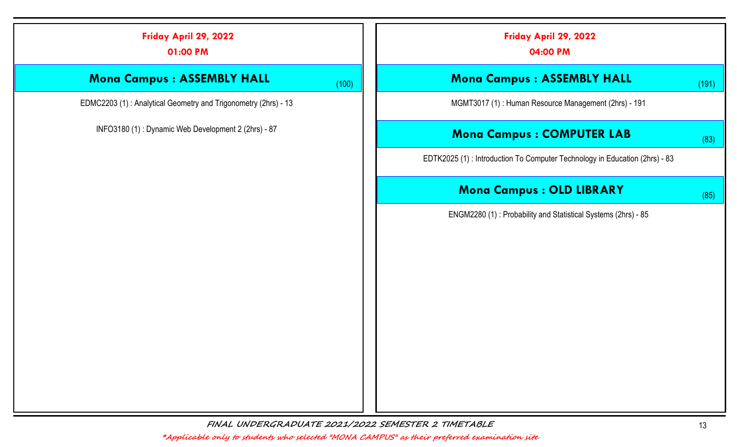## Friday April 29, 2022

### 01:00 PM

#### Mona Campus : ASSEMBLY HALL (100)

EDMC2203 (1) : Analytical Geometry and Trigonometry (2hrs) - 13

INFO3180 (1) : Dynamic Web Development 2 (2hrs) - 87

## Friday April 29, 2022

### 04:00 PM

#### Mona Campus : ASSEMBLY HALL (191)

MGMT3017 (1) : Human Resource Management (2hrs) - 191

#### Mona Campus : COMPUTER LAB (83)

EDTK2025 (1) : Introduction To Computer Technology in Education (2hrs) - 83

#### Mona Campus : OLD LIBRARY (85)

ENGM2280 (1) : Probability and Statistical Systems (2hrs) - 85

*FINAL UNDERGRADUATE 2021/2022 SEMESTER 2 TIMETABLE*

*\*Applicable only to students who selected "MONA CAMPUS" as their preferred examination site*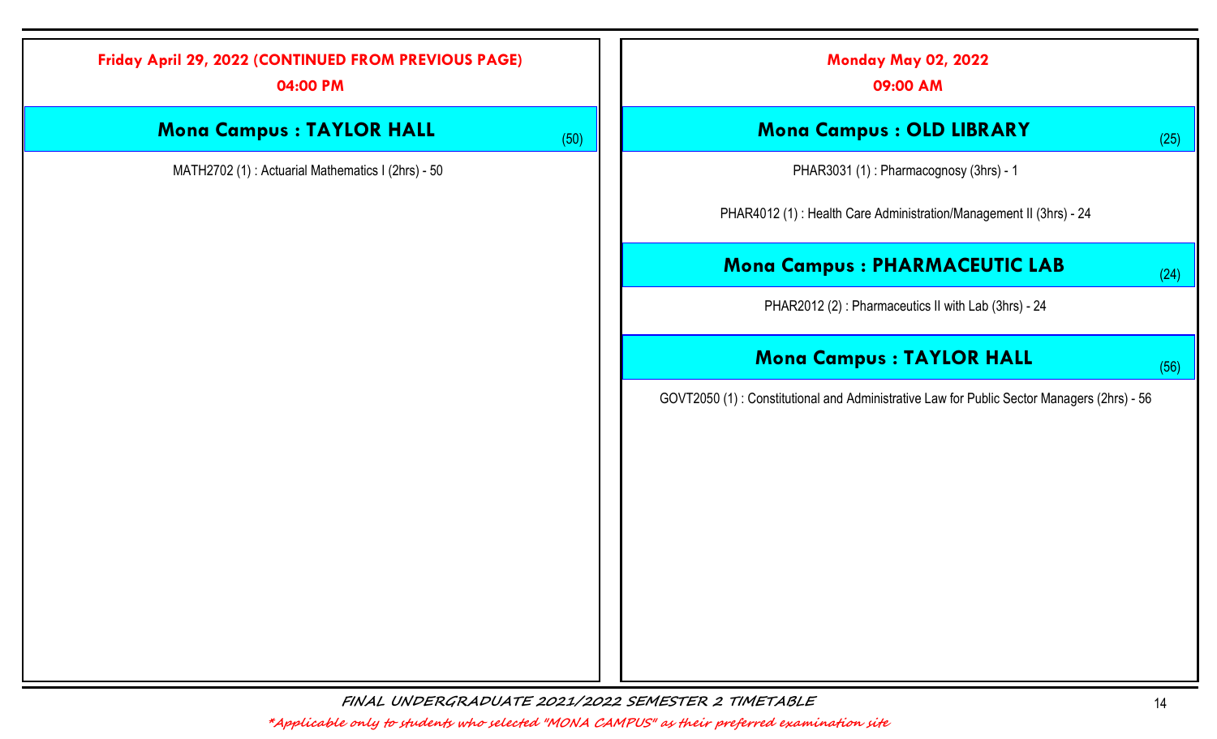## Friday April 29, 2022 (CONTINUED FROM PREVIOUS PAGE)

### 04:00 PM

#### Mona Campus : TAYLOR HALL (50)

MATH2702 (1) : Actuarial Mathematics I (2hrs) - 50

## Monday May 02, 2022

### 09:00 AM

#### Mona Campus : OLD LIBRARY (25)

PHAR3031 (1) : Pharmacognosy (3hrs) - 1

PHAR4012 (1) : Health Care Administration/Management II (3hrs) - 24

#### Mona Campus : PHARMACEUTIC LAB (24)

PHAR2012 (2) : Pharmaceutics II with Lab (3hrs) - 24

#### Mona Campus : TAYLOR HALL (56)

GOVT2050 (1) : Constitutional and Administrative Law for Public Sector Managers (2hrs) - 56

*FINAL UNDERGRADUATE 2021/2022 SEMESTER 2 TIMETABLE*

**Applicable only to students who selected "MONA CAMPUS" as their preferred examination site*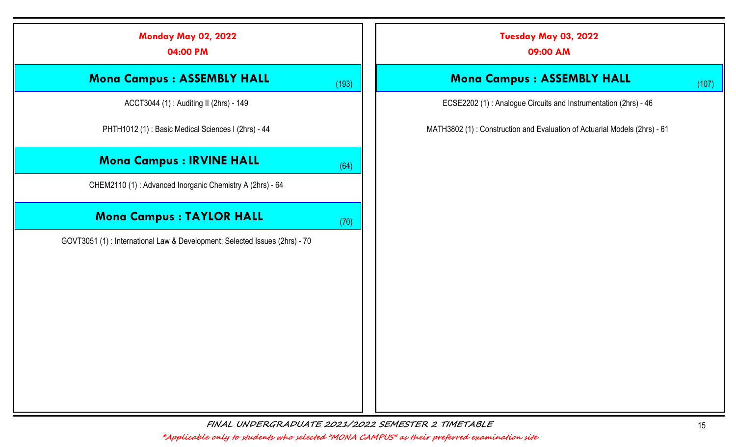## Monday May 02, 2022

### 04:00 PM

#### Mona Campus : ASSEMBLY HALL (193)

ACCT3044 (1) : Auditing II (2hrs) - 149

PHTH1012 (1) : Basic Medical Sciences I (2hrs) - 44

#### Mona Campus : IRVINE HALL (64)

CHEM2110 (1) : Advanced Inorganic Chemistry A (2hrs) - 64

#### Mona Campus : TAYLOR HALL (70)

GOVT3051 (1) : International Law & Development: Selected Issues (2hrs) - 70

## Tuesday May 03, 2022

### 09:00 AM

#### Mona Campus : ASSEMBLY HALL (107)

ECSE2202 (1) : Analogue Circuits and Instrumentation (2hrs) - 46

MATH3802 (1) : Construction and Evaluation of Actuarial Models (2hrs) - 61

*FINAL UNDERGRADUATE 2021/2022 SEMESTER 2 TIMETABLE*

*\*Applicable only to students who selected "MONA CAMPUS" as their preferred examination site*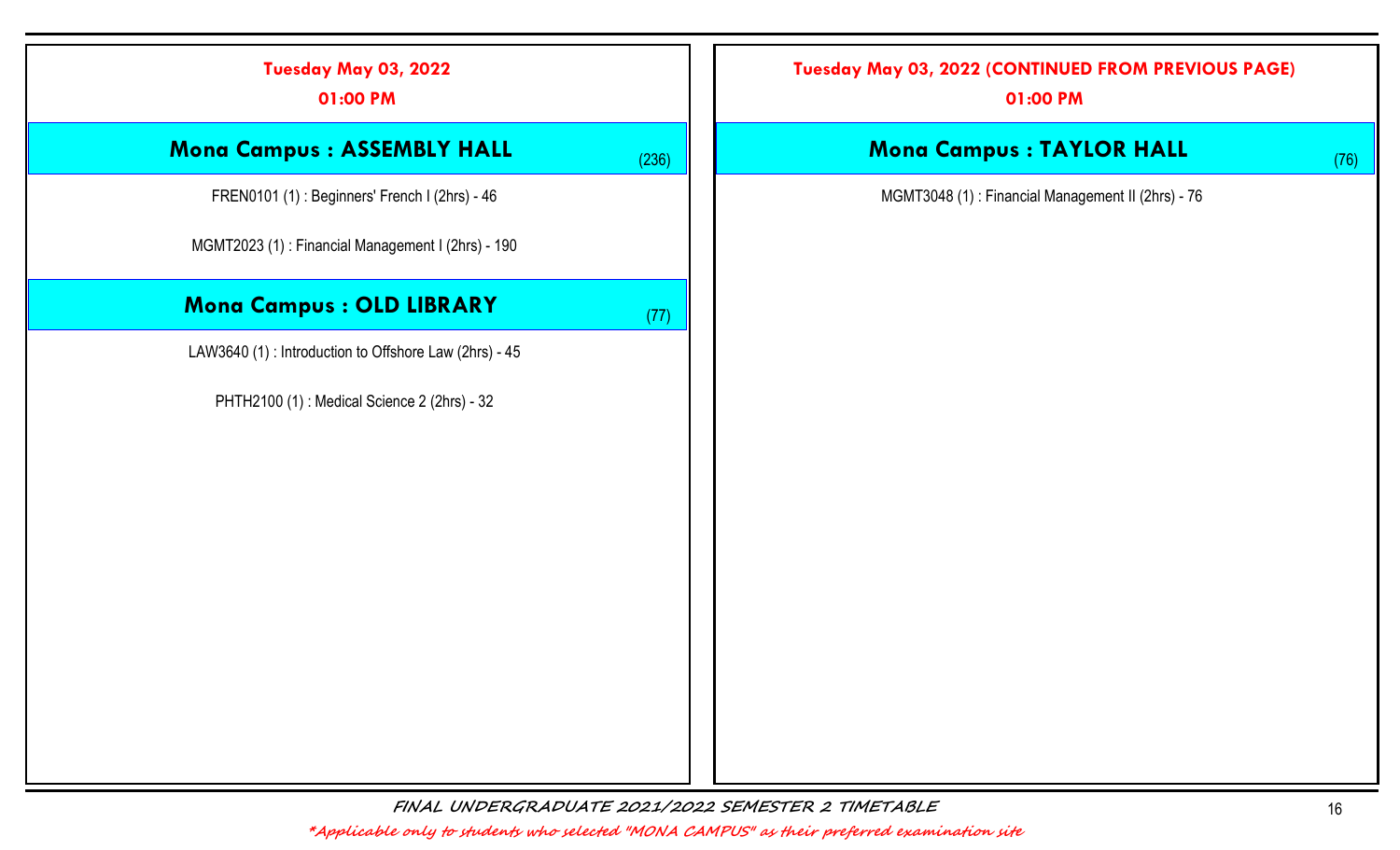## Tuesday May 03, 2022

**01:00 PM**

### Mona Campus : ASSEMBLY HALL (236)

FREN0101 (1) : Beginners' French I (2hrs) - 46

MGMT2023 (1) : Financial Management I (2hrs) - 190

### Mona Campus : OLD LIBRARY (77)

LAW3640 (1) : Introduction to Offshore Law (2hrs) - 45

PHTH2100 (1) : Medical Science 2 (2hrs) - 32

## Tuesday May 03, 2022 (CONTINUED FROM PREVIOUS PAGE)

**01:00 PM**

### Mona Campus : TAYLOR HALL (76)

MGMT3048 (1) : Financial Management II (2hrs) - 76

*FINAL UNDERGRADUATE 2021/2022 SEMESTER 2 TIMETABLE*

*\*Applicable only to students who selected "MONA CAMPUS" as their preferred examination site*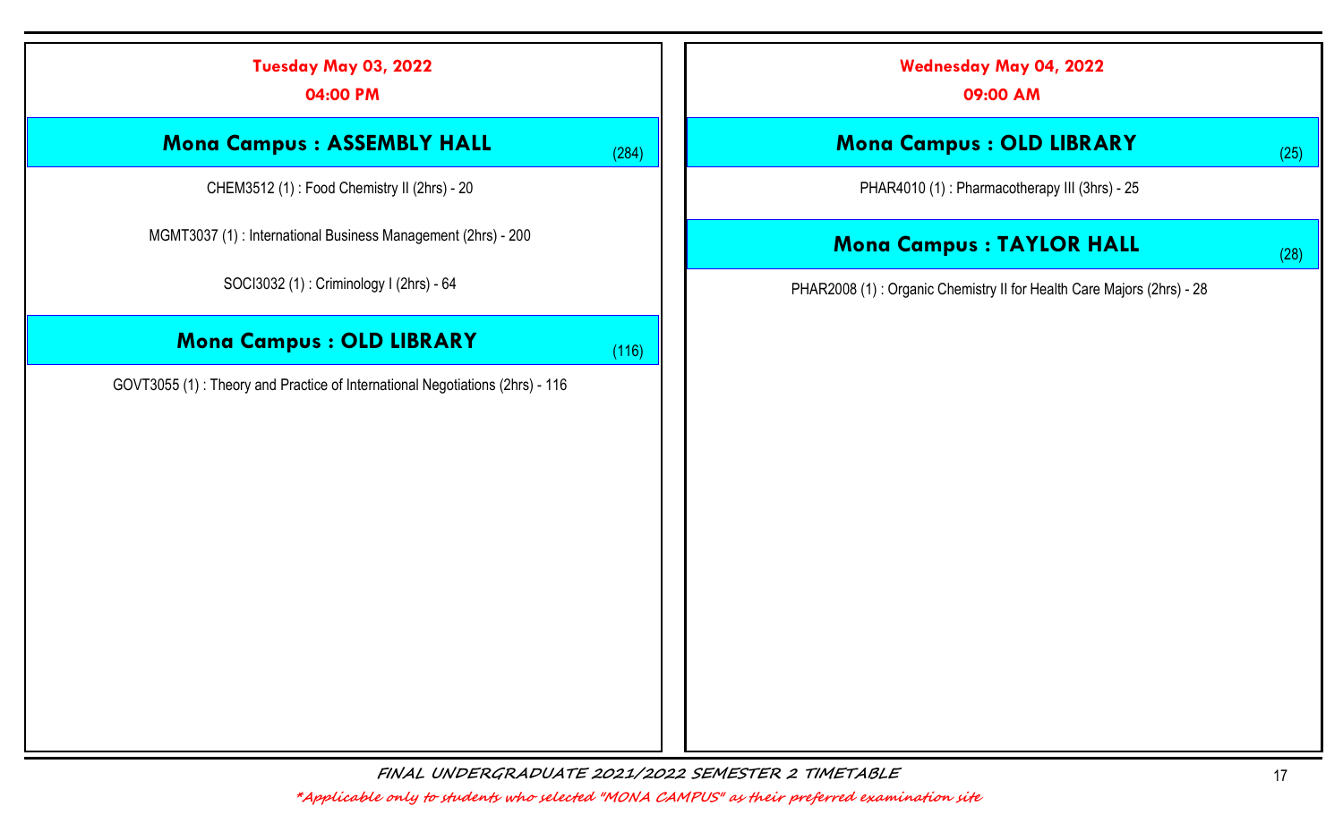## Tuesday May 03, 2022

**04:00 PM**

### Mona Campus : ASSEMBLY HALL (284)

CHEM3512 (1) : Food Chemistry II (2hrs) - 20

MGMT3037 (1) : International Business Management (2hrs) - 200

SOCI3032 (1) : Criminology I (2hrs) - 64

### Mona Campus : OLD LIBRARY (116)

GOVT3055 (1) : Theory and Practice of International Negotiations (2hrs) - 116

## Wednesday May 04, 2022

**09:00 AM**

### Mona Campus : OLD LIBRARY (25)

PHAR4010 (1) : Pharmacotherapy III (3hrs) - 25

### Mona Campus : TAYLOR HALL (28)

PHAR2008 (1) : Organic Chemistry II for Health Care Majors (2hrs) - 28

*FINAL UNDERGRADUATE 2021/2022 SEMESTER 2 TIMETABLE*

*\*Applicable only to students who selected "MONA CAMPUS" as their preferred examination site*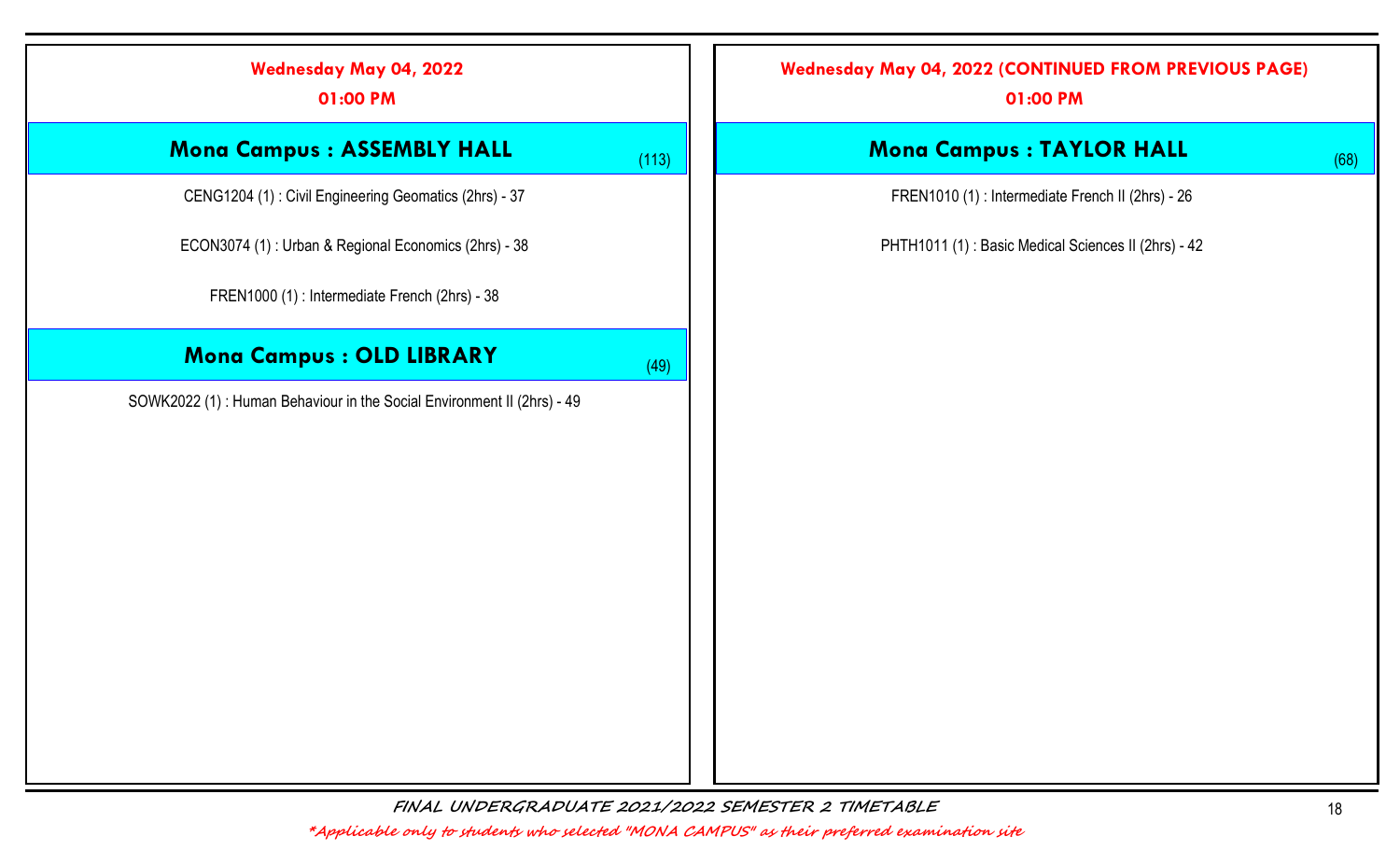## Wednesday May 04, 2022

**01:00 PM**

### Mona Campus : ASSEMBLY HALL (113)

CENG1204 (1) : Civil Engineering Geomatics (2hrs) - 37

ECON3074 (1) : Urban & Regional Economics (2hrs) - 38

FREN1000 (1) : Intermediate French (2hrs) - 38

### Mona Campus : OLD LIBRARY (49)

SOWK2022 (1) : Human Behaviour in the Social Environment II (2hrs) - 49

## Wednesday May 04, 2022 (CONTINUED FROM PREVIOUS PAGE)

**01:00 PM**

### Mona Campus : TAYLOR HALL (68)

FREN1010 (1) : Intermediate French II (2hrs) - 26

PHTH1011 (1) : Basic Medical Sciences II (2hrs) - 42

*FINAL UNDERGRADUATE 2021/2022 SEMESTER 2 TIMETABLE*

**Applicable only to students who selected "MONA CAMPUS" as their preferred examination site*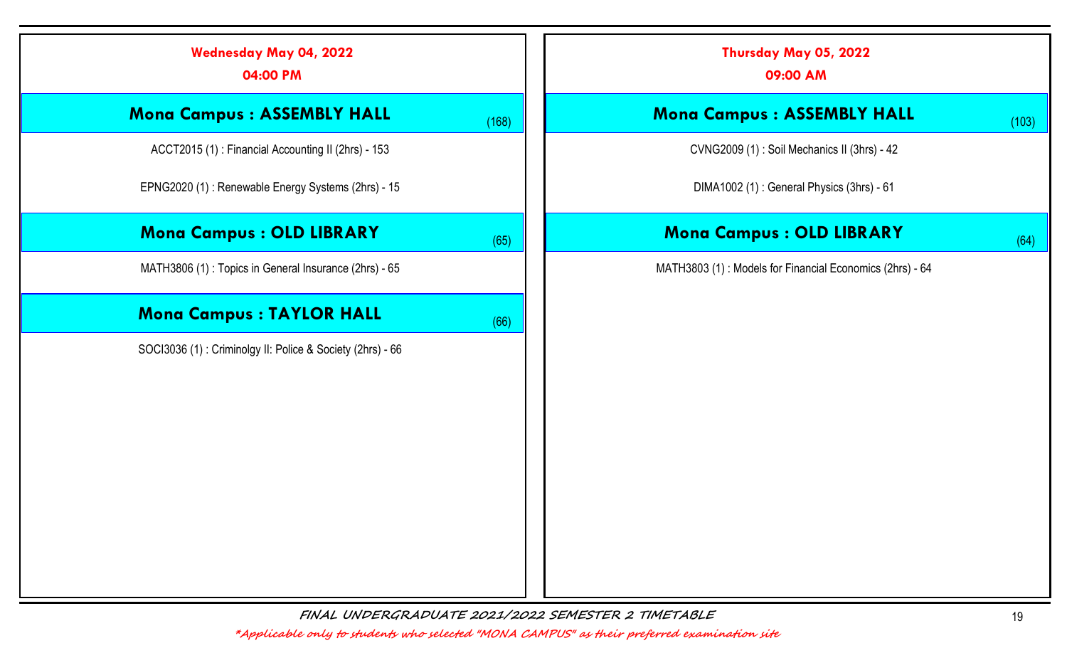## Wednesday May 04, 2022

### 04:00 PM

#### Mona Campus : ASSEMBLY HALL (168)

ACCT2015 (1) : Financial Accounting II (2hrs) - 153

EPNG2020 (1) : Renewable Energy Systems (2hrs) - 15

#### Mona Campus : OLD LIBRARY (65)

MATH3806 (1) : Topics in General Insurance (2hrs) - 65

#### Mona Campus : TAYLOR HALL (66)

SOCI3036 (1) : Criminolgy II: Police & Society (2hrs) - 66

## Thursday May 05, 2022

### 09:00 AM

#### Mona Campus : ASSEMBLY HALL (103)

CVNG2009 (1) : Soil Mechanics II (3hrs) - 42

DIMA1002 (1) : General Physics (3hrs) - 61

#### Mona Campus : OLD LIBRARY (64)

MATH3803 (1) : Models for Financial Economics (2hrs) - 64

*FINAL UNDERGRADUATE 2021/2022 SEMESTER 2 TIMETABLE*

*\*Applicable only to students who selected "MONA CAMPUS" as their preferred examination site*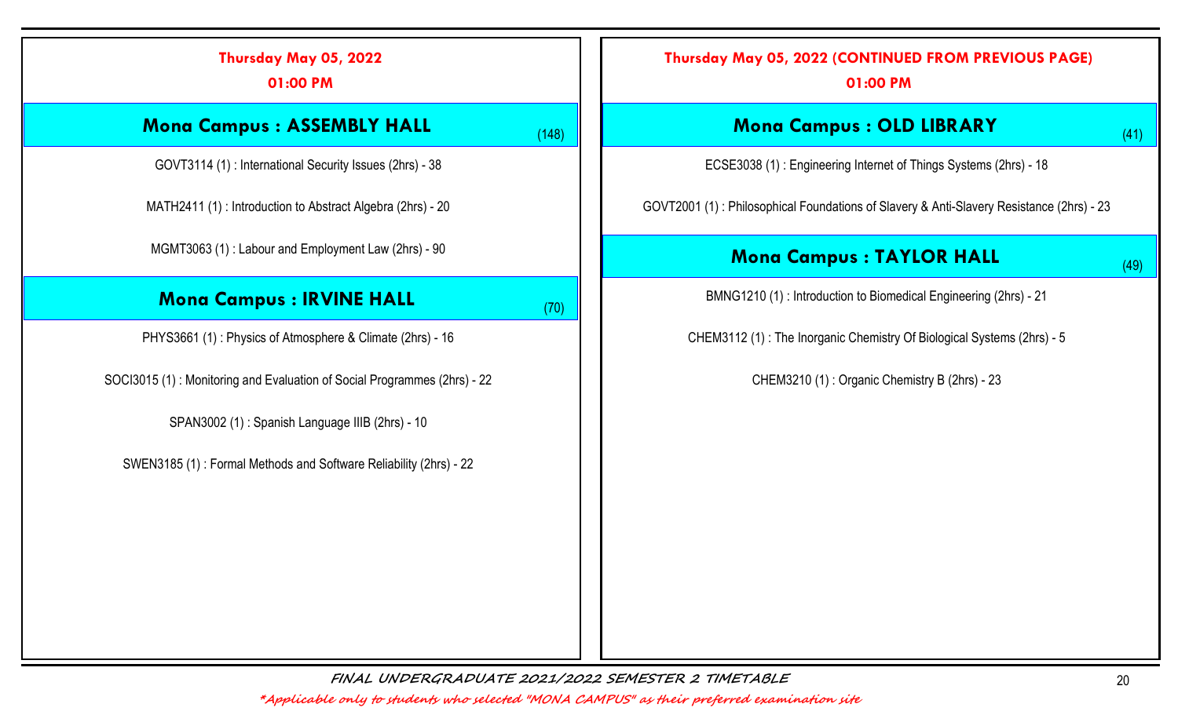## Thursday May 05, 2022

### 01:00 PM

### Mona Campus : ASSEMBLY HALL (148)

GOVT3114 (1) : International Security Issues (2hrs) - 38

MATH2411 (1) : Introduction to Abstract Algebra (2hrs) - 20

MGMT3063 (1) : Labour and Employment Law (2hrs) - 90

### Mona Campus : IRVINE HALL (70)

PHYS3661 (1) : Physics of Atmosphere & Climate (2hrs) - 16

SOCI3015 (1) : Monitoring and Evaluation of Social Programmes (2hrs) - 22

SPAN3002 (1) : Spanish Language IIIB (2hrs) - 10

SWEN3185 (1) : Formal Methods and Software Reliability (2hrs) - 22

## Thursday May 05, 2022 (CONTINUED FROM PREVIOUS PAGE)

### 01:00 PM

### Mona Campus : OLD LIBRARY (41)

ECSE3038 (1) : Engineering Internet of Things Systems (2hrs) - 18

GOVT2001 (1) : Philosophical Foundations of Slavery & Anti-Slavery Resistance (2hrs) - 23

### Mona Campus : TAYLOR HALL (49)

BMNG1210 (1) : Introduction to Biomedical Engineering (2hrs) - 21

CHEM3112 (1) : The Inorganic Chemistry Of Biological Systems (2hrs) - 5

CHEM3210 (1) : Organic Chemistry B (2hrs) - 23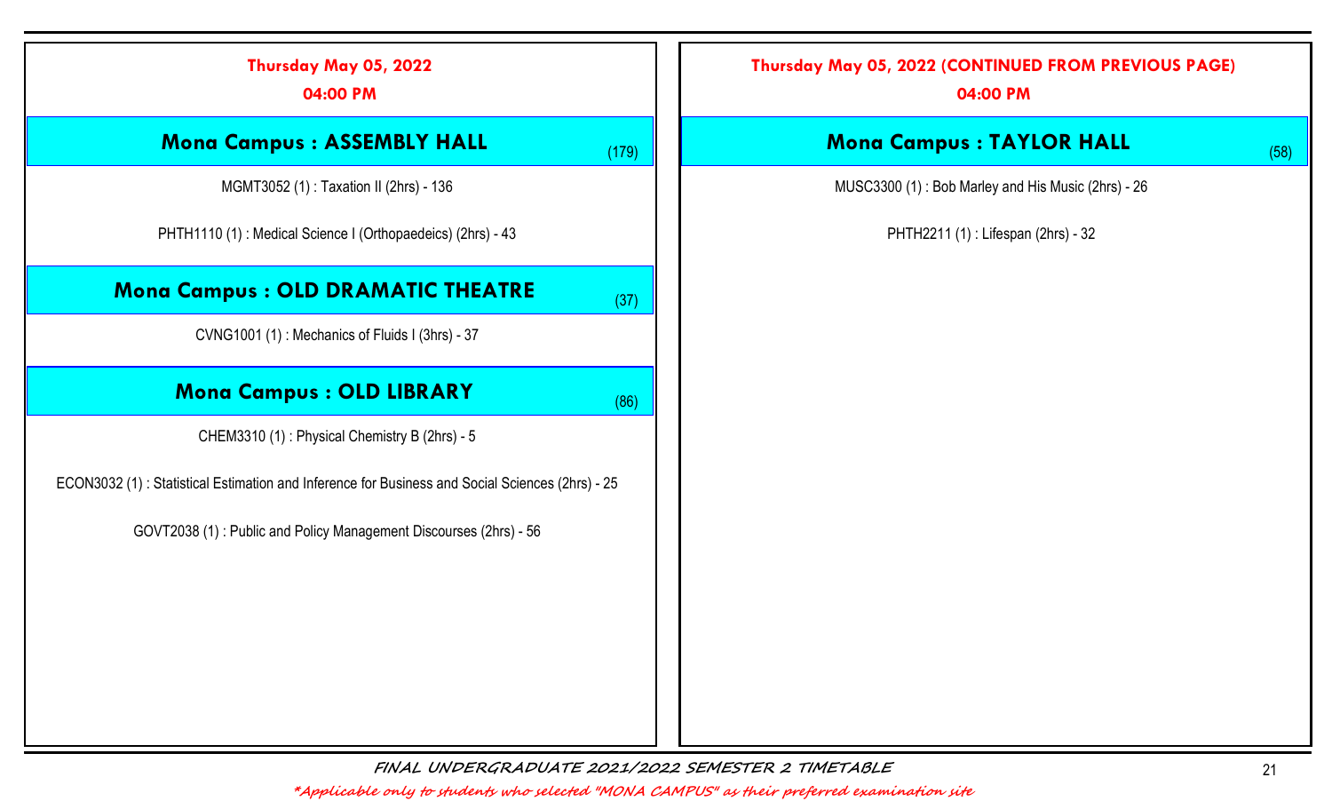## Thursday May 05, 2022

**04:00 PM**

### Mona Campus : ASSEMBLY HALL (179)

MGMT3052 (1) : Taxation II (2hrs) - 136

PHTH1110 (1) : Medical Science I (Orthopaedeics) (2hrs) - 43

### Mona Campus : OLD DRAMATIC THEATRE (37)

CVNG1001 (1) : Mechanics of Fluids I (3hrs) - 37

### Mona Campus : OLD LIBRARY (86)

CHEM3310 (1) : Physical Chemistry B (2hrs) - 5

ECON3032 (1) : Statistical Estimation and Inference for Business and Social Sciences (2hrs) - 25

GOVT2038 (1) : Public and Policy Management Discourses (2hrs) - 56

## Thursday May 05, 2022 (CONTINUED FROM PREVIOUS PAGE)

**04:00 PM**

### Mona Campus : TAYLOR HALL (58)

MUSC3300 (1) : Bob Marley and His Music (2hrs) - 26

PHTH2211 (1) : Lifespan (2hrs) - 32

FINAL UNDERGRADUATE 2021/2022 SEMESTER 2 TIMETABLE

*Applicable only to students who selected "MONA CAMPUS" as their preferred examination site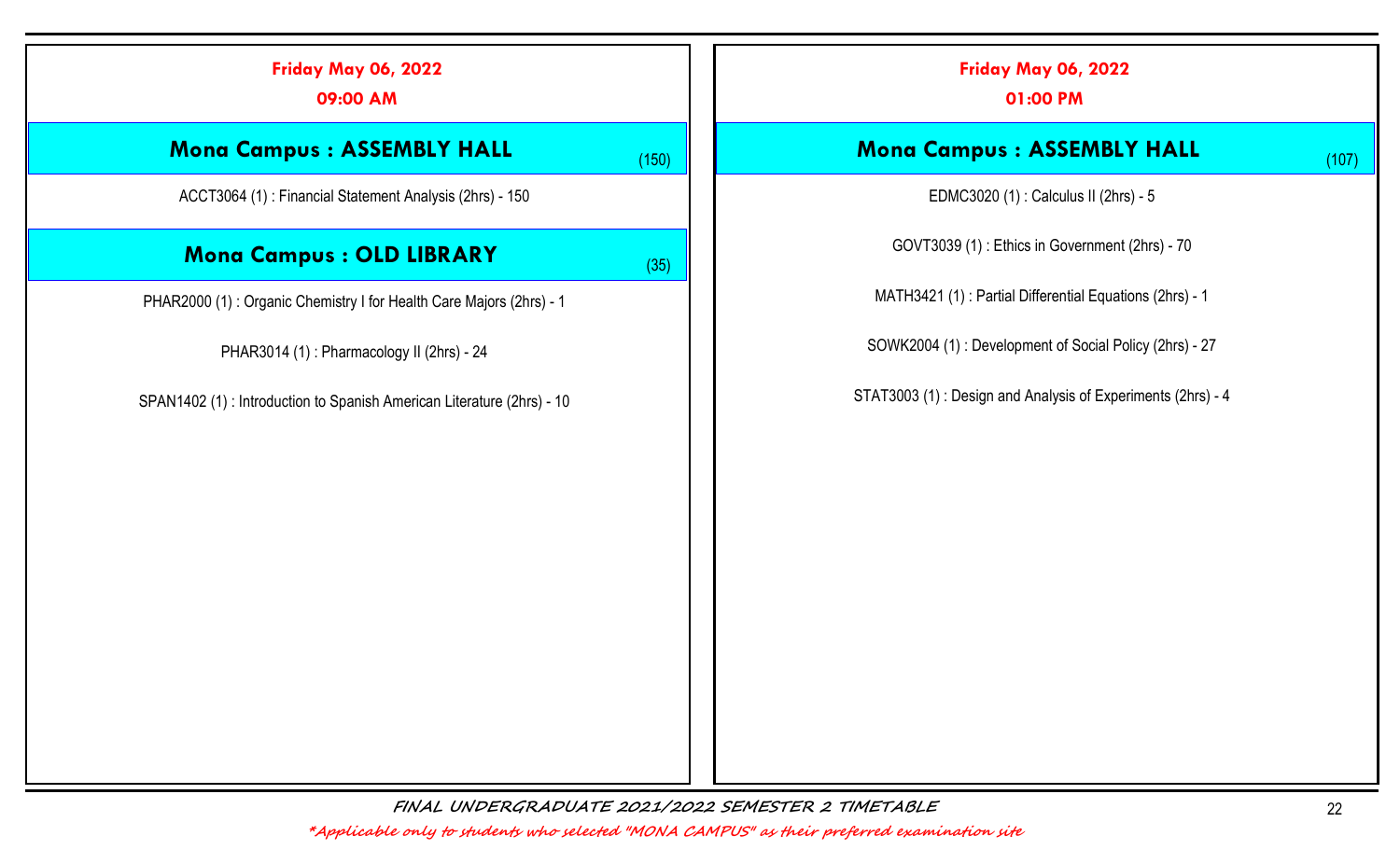## Friday May 06, 2022

### 09:00 AM

#### Mona Campus : ASSEMBLY HALL (150)

ACCT3064 (1) : Financial Statement Analysis (2hrs) - 150

#### Mona Campus : OLD LIBRARY (35)

PHAR2000 (1) : Organic Chemistry I for Health Care Majors (2hrs) - 1

PHAR3014 (1) : Pharmacology II (2hrs) - 24

SPAN1402 (1) : Introduction to Spanish American Literature (2hrs) - 10

## Friday May 06, 2022

### 01:00 PM

#### Mona Campus : ASSEMBLY HALL (107)

EDMC3020 (1) : Calculus II (2hrs) - 5

GOVT3039 (1) : Ethics in Government (2hrs) - 70

MATH3421 (1) : Partial Differential Equations (2hrs) - 1

SOWK2004 (1) : Development of Social Policy (2hrs) - 27

STAT3003 (1) : Design and Analysis of Experiments (2hrs) - 4

*FINAL UNDERGRADUATE 2021/2022 SEMESTER 2 TIMETABLE*

*\*Applicable only to students who selected "MONA CAMPUS" as their preferred examination site*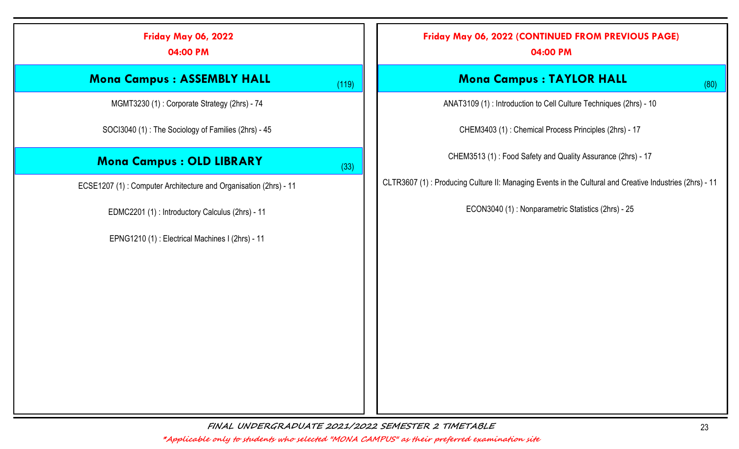## Friday May 06, 2022

### 04:00 PM

### Mona Campus : ASSEMBLY HALL (119)

MGMT3230 (1) : Corporate Strategy (2hrs) - 74

SOCI3040 (1) : The Sociology of Families (2hrs) - 45

### Mona Campus : OLD LIBRARY (33)

ECSE1207 (1) : Computer Architecture and Organisation (2hrs) - 11

EDMC2201 (1) : Introductory Calculus (2hrs) - 11

EPNG1210 (1) : Electrical Machines I (2hrs) - 11

## Friday May 06, 2022 (CONTINUED FROM PREVIOUS PAGE)

### 04:00 PM

### Mona Campus : TAYLOR HALL (80)

ANAT3109 (1) : Introduction to Cell Culture Techniques (2hrs) - 10

CHEM3403 (1) : Chemical Process Principles (2hrs) - 17

CHEM3513 (1) : Food Safety and Quality Assurance (2hrs) - 17

CLTR3607 (1) : Producing Culture II: Managing Events in the Cultural and Creative Industries (2hrs) - 11

ECON3040 (1) : Nonparametric Statistics (2hrs) - 25

*FINAL UNDERGRADUATE 2021/2022 SEMESTER 2 TIMETABLE*

*\*Applicable only to students who selected "MONA CAMPUS" as their preferred examination site*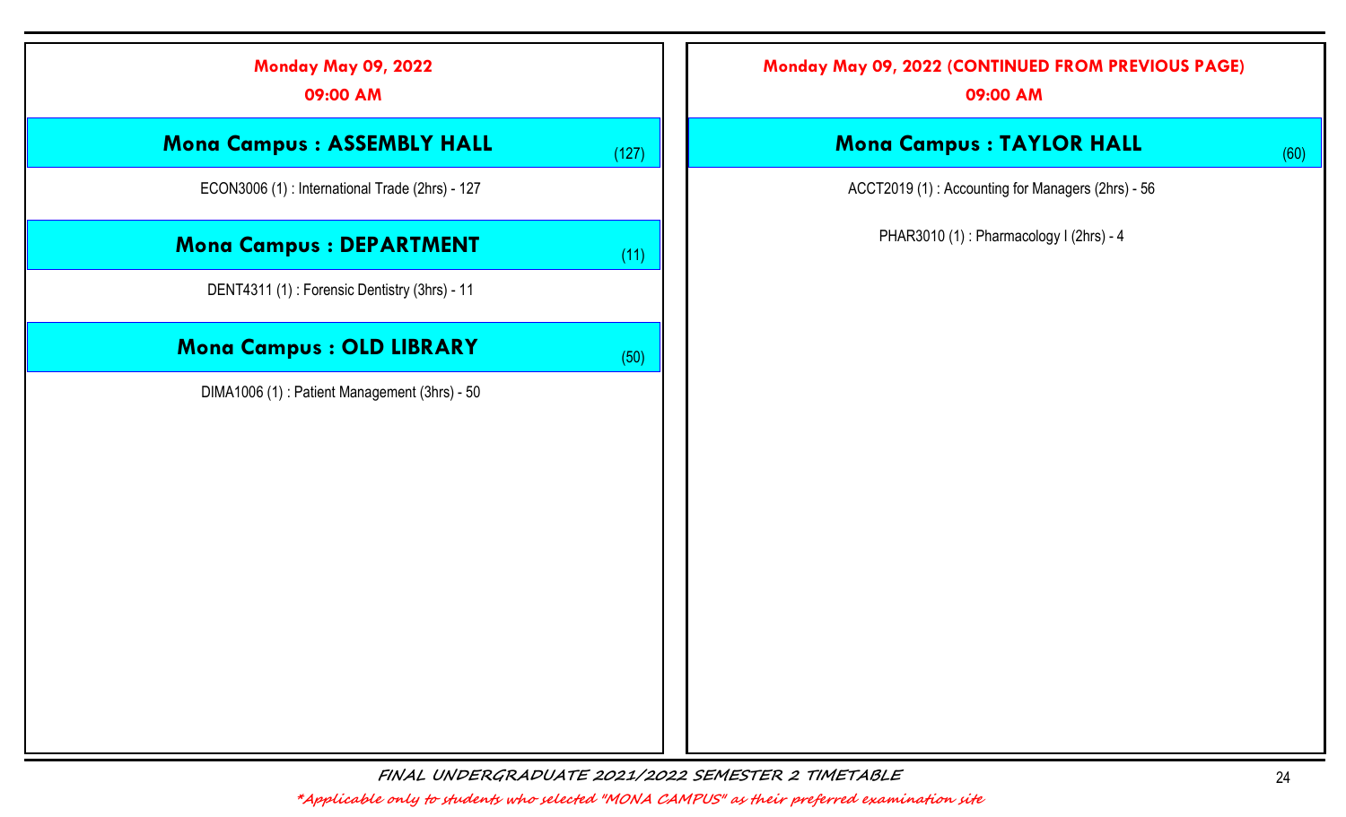## Monday May 09, 2022
**09:00 AM**

### Mona Campus : ASSEMBLY HALL (127)

ECON3006 (1) : International Trade (2hrs) - 127

### Mona Campus : DEPARTMENT (11)

DENT4311 (1) : Forensic Dentistry (3hrs) - 11

### Mona Campus : OLD LIBRARY (50)

DIMA1006 (1) : Patient Management (3hrs) - 50

## Monday May 09, 2022 (CONTINUED FROM PREVIOUS PAGE)
**09:00 AM**

### Mona Campus : TAYLOR HALL (60)

ACCT2019 (1) : Accounting for Managers (2hrs) - 56

PHAR3010 (1) : Pharmacology I (2hrs) - 4

*FINAL UNDERGRADUATE 2021/2022 SEMESTER 2 TIMETABLE*

**Applicable only to students who selected "MONA CAMPUS" as their preferred examination site*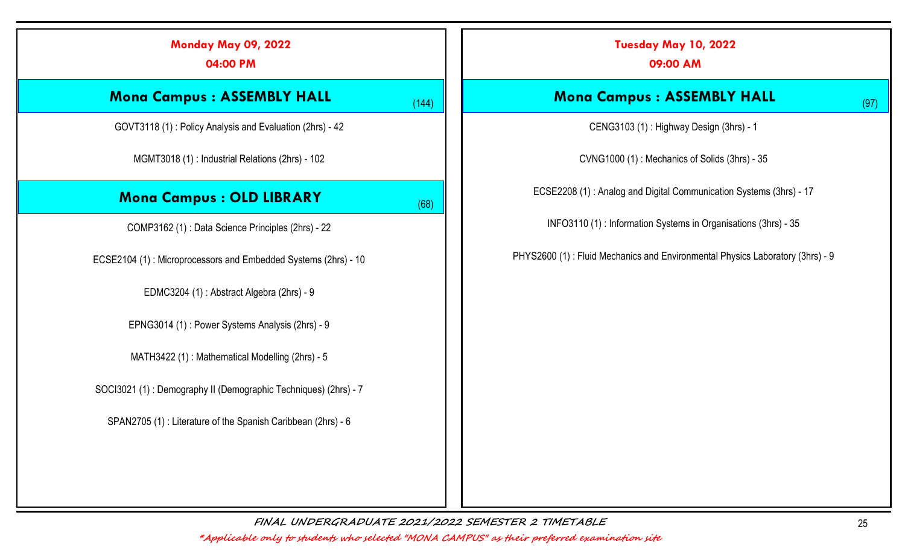## Monday May 09, 2022

**04:00 PM**

### Mona Campus : ASSEMBLY HALL (144)

GOVT3118 (1) : Policy Analysis and Evaluation (2hrs) - 42

MGMT3018 (1) : Industrial Relations (2hrs) - 102

### Mona Campus : OLD LIBRARY (68)

COMP3162 (1) : Data Science Principles (2hrs) - 22

ECSE2104 (1) : Microprocessors and Embedded Systems (2hrs) - 10

EDMC3204 (1) : Abstract Algebra (2hrs) - 9

EPNG3014 (1) : Power Systems Analysis (2hrs) - 9

MATH3422 (1) : Mathematical Modelling (2hrs) - 5

SOCI3021 (1) : Demography II (Demographic Techniques) (2hrs) - 7

SPAN2705 (1) : Literature of the Spanish Caribbean (2hrs) - 6

## Tuesday May 10, 2022

**09:00 AM**

### Mona Campus : ASSEMBLY HALL (97)

CENG3103 (1) : Highway Design (3hrs) - 1

CVNG1000 (1) : Mechanics of Solids (3hrs) - 35

ECSE2208 (1) : Analog and Digital Communication Systems (3hrs) - 17

INFO3110 (1) : Information Systems in Organisations (3hrs) - 35

PHYS2600 (1) : Fluid Mechanics and Environmental Physics Laboratory (3hrs) - 9

*FINAL UNDERGRADUATE 2021/2022 SEMESTER 2 TIMETABLE*

*\*Applicable only to students who selected "MONA CAMPUS" as their preferred examination site*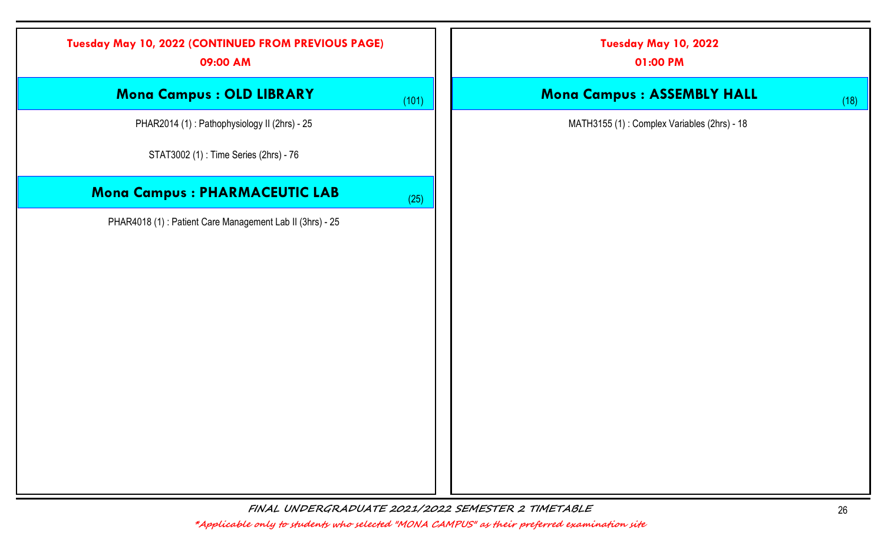## Tuesday May 10, 2022 (CONTINUED FROM PREVIOUS PAGE)

### 09:00 AM

#### Mona Campus : OLD LIBRARY (101)

PHAR2014 (1) : Pathophysiology II (2hrs) - 25

STAT3002 (1) : Time Series (2hrs) - 76

#### Mona Campus : PHARMACEUTIC LAB (25)

PHAR4018 (1) : Patient Care Management Lab II (3hrs) - 25

## Tuesday May 10, 2022

### 01:00 PM

#### Mona Campus : ASSEMBLY HALL (18)

MATH3155 (1) : Complex Variables (2hrs) - 18

*FINAL UNDERGRADUATE 2021/2022 SEMESTER 2 TIMETABLE*

*\*Applicable only to students who selected "MONA CAMPUS" as their preferred examination site*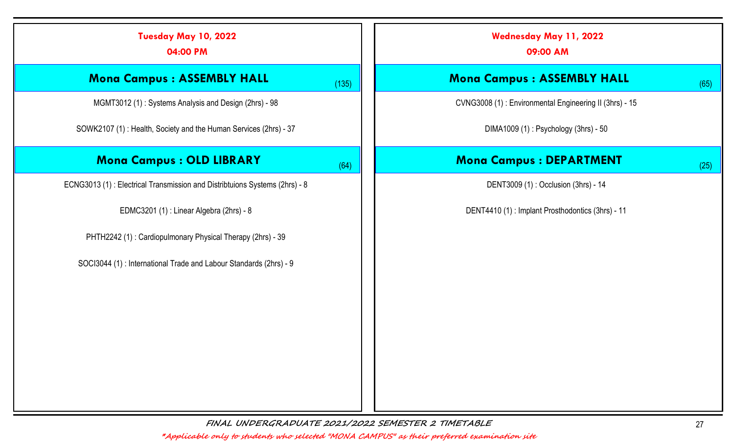## Tuesday May 10, 2022
### 04:00 PM

### Mona Campus : ASSEMBLY HALL (135)

MGMT3012 (1) : Systems Analysis and Design (2hrs) - 98

SOWK2107 (1) : Health, Society and the Human Services (2hrs) - 37

### Mona Campus : OLD LIBRARY (64)

ECNG3013 (1) : Electrical Transmission and Distribtuions Systems (2hrs) - 8

EDMC3201 (1) : Linear Algebra (2hrs) - 8

PHTH2242 (1) : Cardiopulmonary Physical Therapy (2hrs) - 39

SOCI3044 (1) : International Trade and Labour Standards (2hrs) - 9

## Wednesday May 11, 2022
### 09:00 AM

### Mona Campus : ASSEMBLY HALL (65)

CVNG3008 (1) : Environmental Engineering II (3hrs) - 15

DIMA1009 (1) : Psychology (3hrs) - 50

### Mona Campus : DEPARTMENT (25)

DENT3009 (1) : Occlusion (3hrs) - 14

DENT4410 (1) : Implant Prosthodontics (3hrs) - 11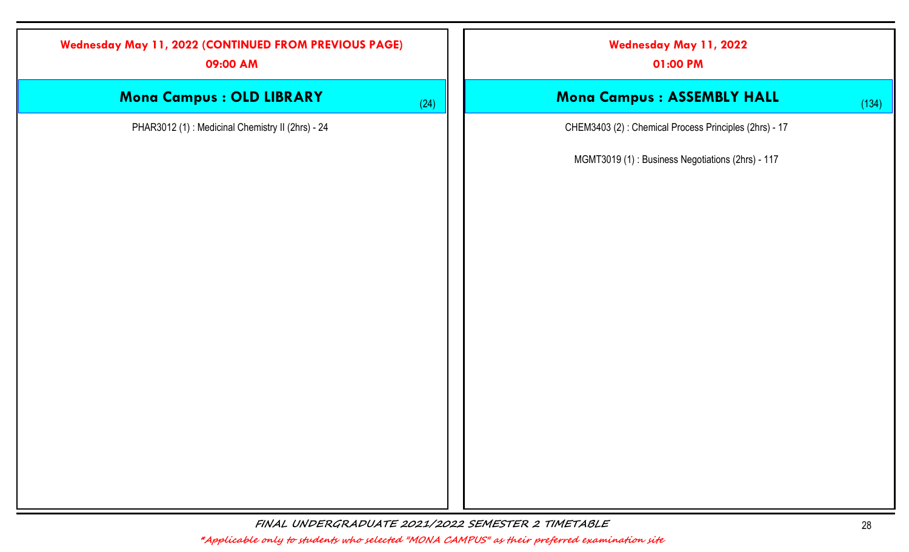**Wednesday May 11, 2022 (CONTINUED FROM PREVIOUS PAGE)**

**09:00 AM**

## Mona Campus : OLD LIBRARY (24)

PHAR3012 (1) : Medicinal Chemistry II (2hrs) - 24

**Wednesday May 11, 2022**

**01:00 PM**

## Mona Campus : ASSEMBLY HALL (134)

CHEM3403 (2) : Chemical Process Principles (2hrs) - 17

MGMT3019 (1) : Business Negotiations (2hrs) - 117

*FINAL UNDERGRADUATE 2021/2022 SEMESTER 2 TIMETABLE*

**Applicable only to students who selected "MONA CAMPUS" as their preferred examination site*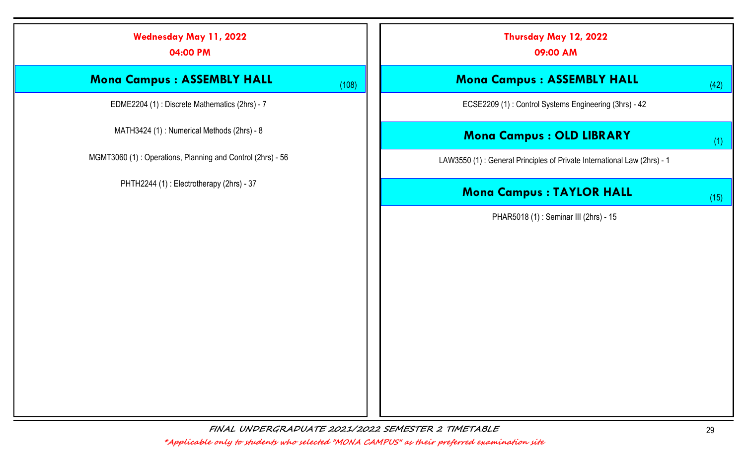## Wednesday May 11, 2022

**04:00 PM**

### Mona Campus : ASSEMBLY HALL (108)

EDME2204 (1) : Discrete Mathematics (2hrs) - 7

MATH3424 (1) : Numerical Methods (2hrs) - 8

MGMT3060 (1) : Operations, Planning and Control (2hrs) - 56

PHTH2244 (1) : Electrotherapy (2hrs) - 37

## Thursday May 12, 2022

**09:00 AM**

### Mona Campus : ASSEMBLY HALL (42)

ECSE2209 (1) : Control Systems Engineering (3hrs) - 42

### Mona Campus : OLD LIBRARY (1)

LAW3550 (1) : General Principles of Private International Law (2hrs) - 1

### Mona Campus : TAYLOR HALL (15)

PHAR5018 (1) : Seminar III (2hrs) - 15

*FINAL UNDERGRADUATE 2021/2022 SEMESTER 2 TIMETABLE*

**\*Applicable only to students who selected "MONA CAMPUS" as their preferred examination site**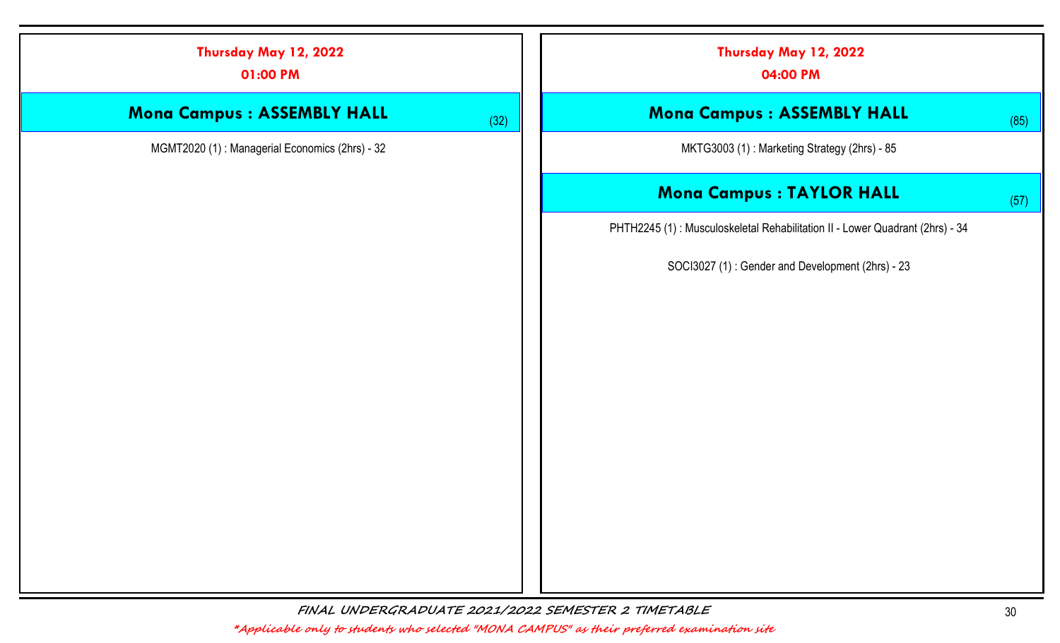## Thursday May 12, 2022

### 01:00 PM

#### Mona Campus : ASSEMBLY HALL (32)

MGMT2020 (1) : Managerial Economics (2hrs) - 32

## Thursday May 12, 2022

### 04:00 PM

#### Mona Campus : ASSEMBLY HALL (85)

MKTG3003 (1) : Marketing Strategy (2hrs) - 85

#### Mona Campus : TAYLOR HALL (57)

PHTH2245 (1) : Musculoskeletal Rehabilitation II - Lower Quadrant (2hrs) - 34

SOCI3027 (1) : Gender and Development (2hrs) - 23

*FINAL UNDERGRADUATE 2021/2022 SEMESTER 2 TIMETABLE*

*\*Applicable only to students who selected "MONA CAMPUS" as their preferred examination site*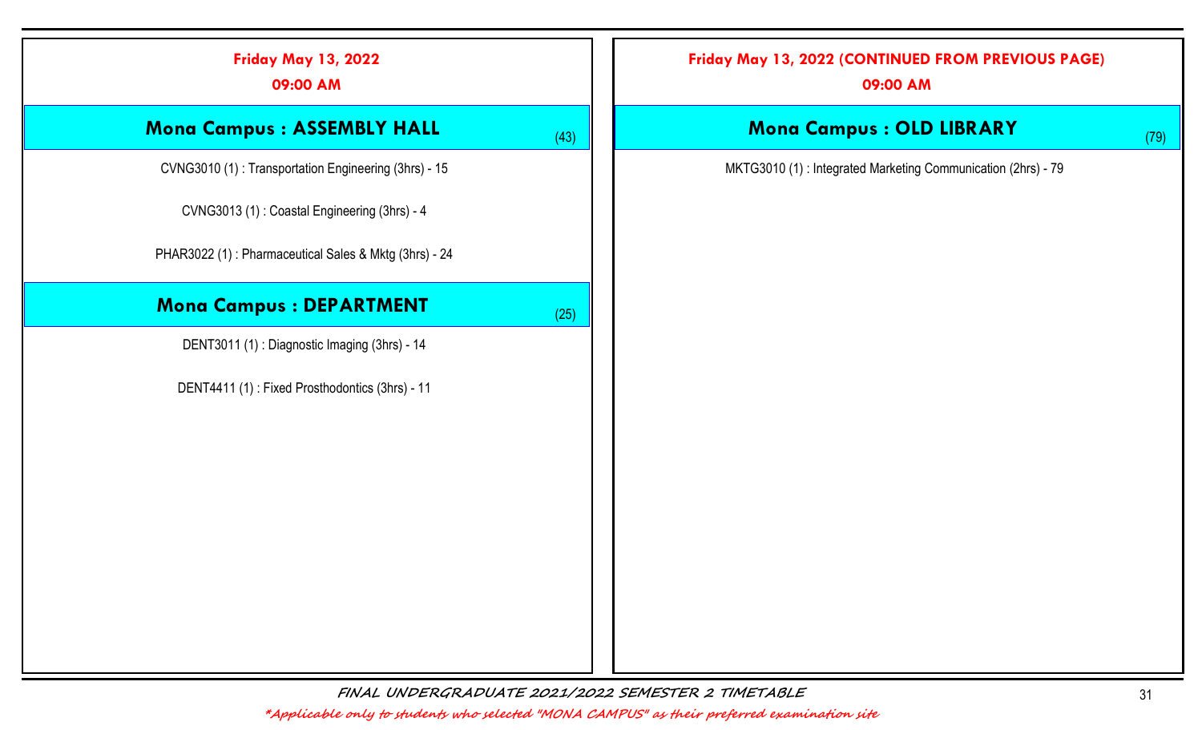## Friday May 13, 2022

### 09:00 AM

### Mona Campus : ASSEMBLY HALL (43)

CVNG3010 (1) : Transportation Engineering (3hrs) - 15

CVNG3013 (1) : Coastal Engineering (3hrs) - 4

PHAR3022 (1) : Pharmaceutical Sales & Mktg (3hrs) - 24

### Mona Campus : DEPARTMENT (25)

DENT3011 (1) : Diagnostic Imaging (3hrs) - 14

DENT4411 (1) : Fixed Prosthodontics (3hrs) - 11

## Friday May 13, 2022 (CONTINUED FROM PREVIOUS PAGE)

### 09:00 AM

### Mona Campus : OLD LIBRARY (79)

MKTG3010 (1) : Integrated Marketing Communication (2hrs) - 79

*FINAL UNDERGRADUATE 2021/2022 SEMESTER 2 TIMETABLE*

*\*Applicable only to students who selected "MONA CAMPUS" as their preferred examination site*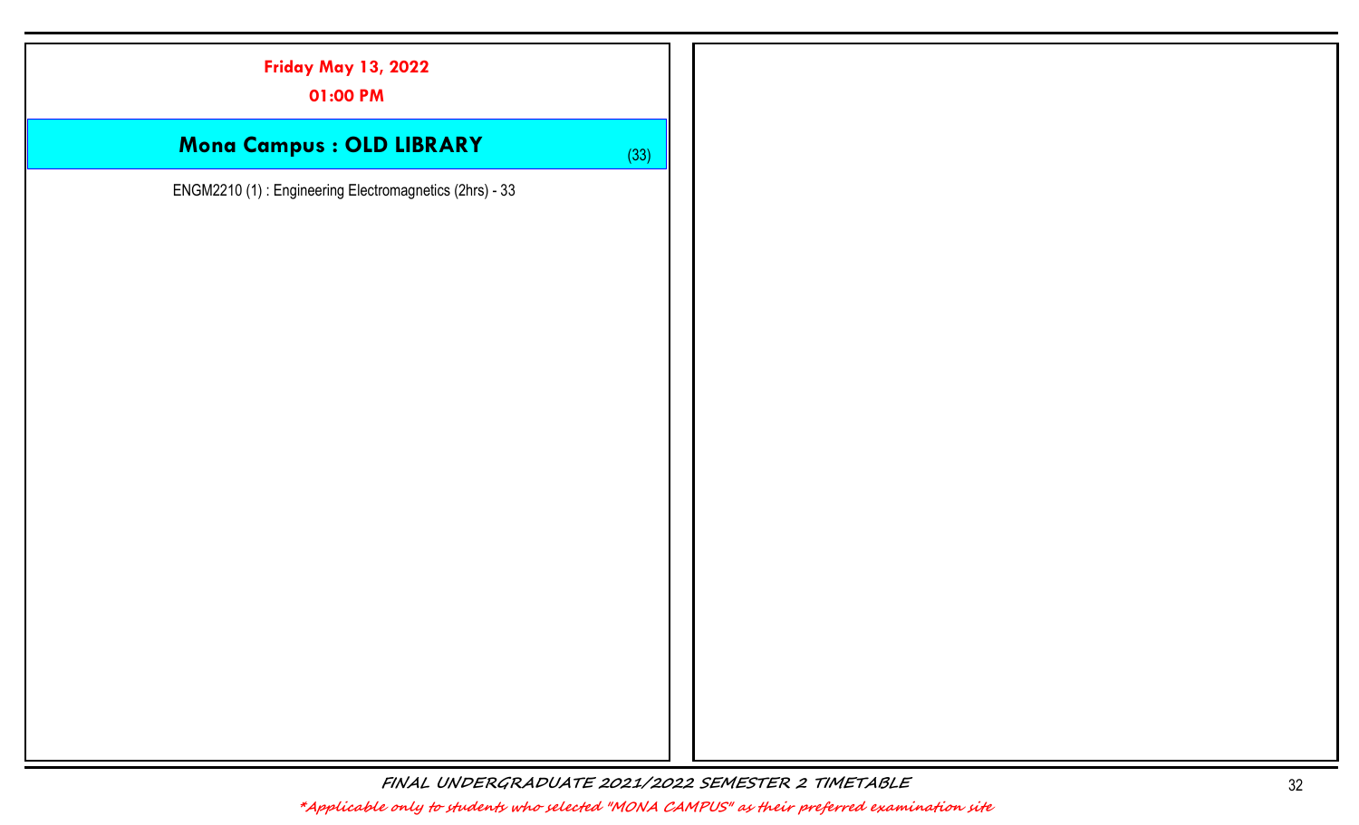**Friday May 13, 2022**

**01:00 PM**

## Mona Campus : OLD LIBRARY (33)

ENGM2210 (1) : Engineering Electromagnetics (2hrs) - 33

*FINAL UNDERGRADUATE 2021/2022 SEMESTER 2 TIMETABLE*

**\*Applicable only to students who selected "MONA CAMPUS" as their preferred examination site**